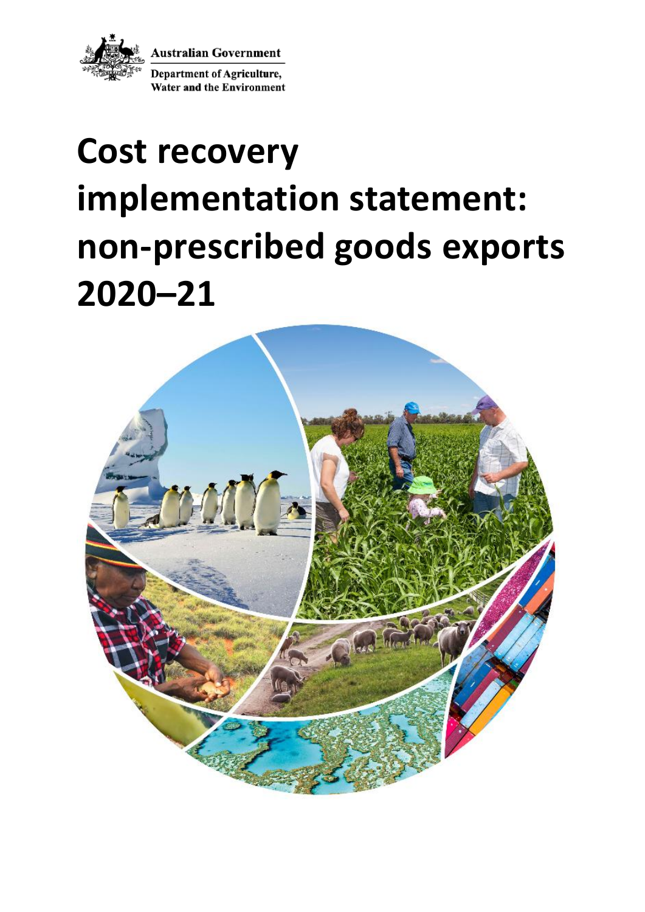Australian Government

Department of Agriculture, Water and the Environment

# Cost recovery implementation statement: non-prescribed goods exports 2020–21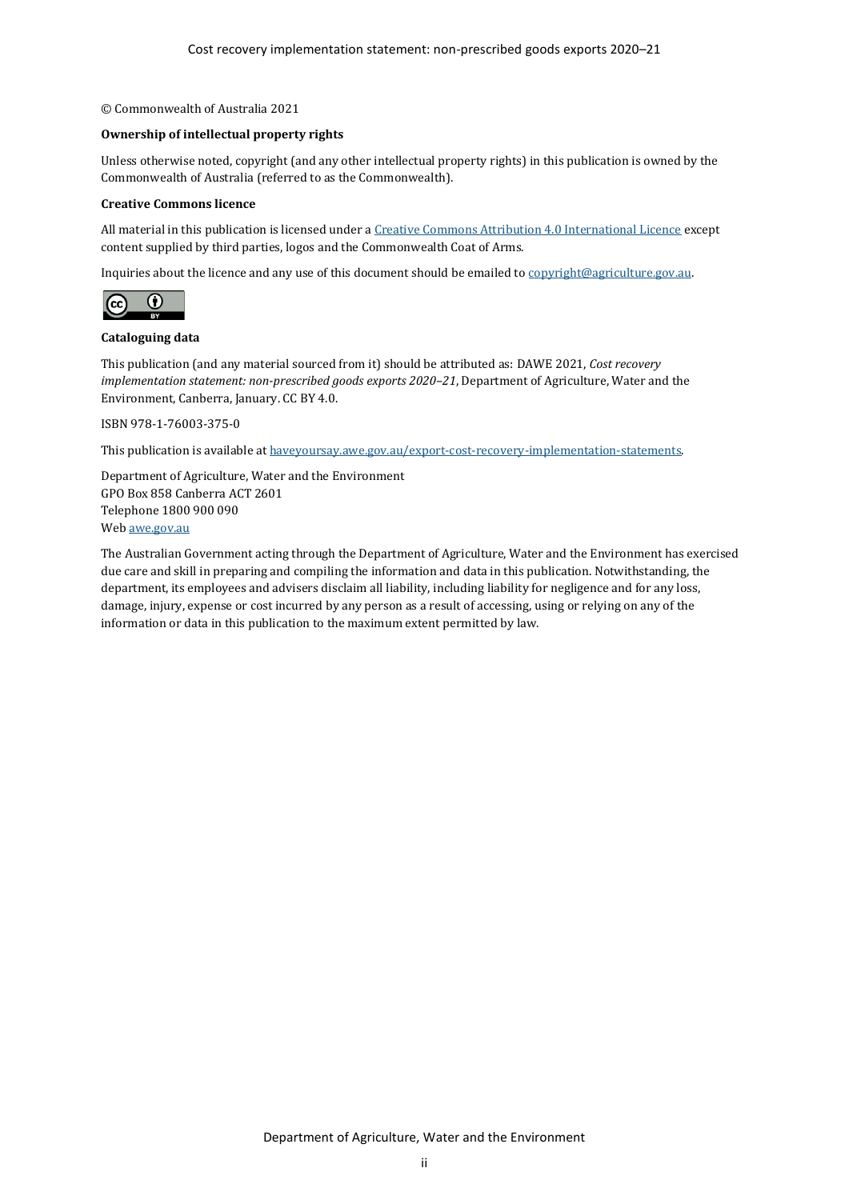© Commonwealth of Australia 2021

**Ownership of intellectual property rights**

Unless otherwise noted, copyright (and any other intellectual property rights) in this publication is owned by the Commonwealth of Australia (referred to as the Commonwealth).

**Creative Commons licence**

All material in this publication is licensed under a [Creative Commons Attribution 4.0 International Licence](https://creativecommons.org/licenses/by/4.0/) except content supplied by third parties, logos and the Commonwealth Coat of Arms.

Inquiries about the licence and any use of this document should be emailed to [copyright@agriculture.gov.au](mailto:copyright@agriculture.gov.au).

**Cataloguing data**

This publication (and any material sourced from it) should be attributed as: DAWE 2021, *Cost recovery implementation statement: non-prescribed goods exports 2020–21*, Department of Agriculture, Water and the Environment, Canberra, January. CC BY 4.0.

ISBN 978-1-76003-375-0

This publication is available at [haveyoursay.awe.gov.au/export-cost-recovery-implementation-statements](https://haveyoursay.awe.gov.au/export-cost-recovery-implementation-statements).

Department of Agriculture, Water and the Environment
GPO Box 858 Canberra ACT 2601
Telephone 1800 900 090
Web [awe.gov.au](https://awe.gov.au)

The Australian Government acting through the Department of Agriculture, Water and the Environment has exercised due care and skill in preparing and compiling the information and data in this publication. Notwithstanding, the department, its employees and advisers disclaim all liability, including liability for negligence and for any loss, damage, injury, expense or cost incurred by any person as a result of accessing, using or relying on any of the information or data in this publication to the maximum extent permitted by law.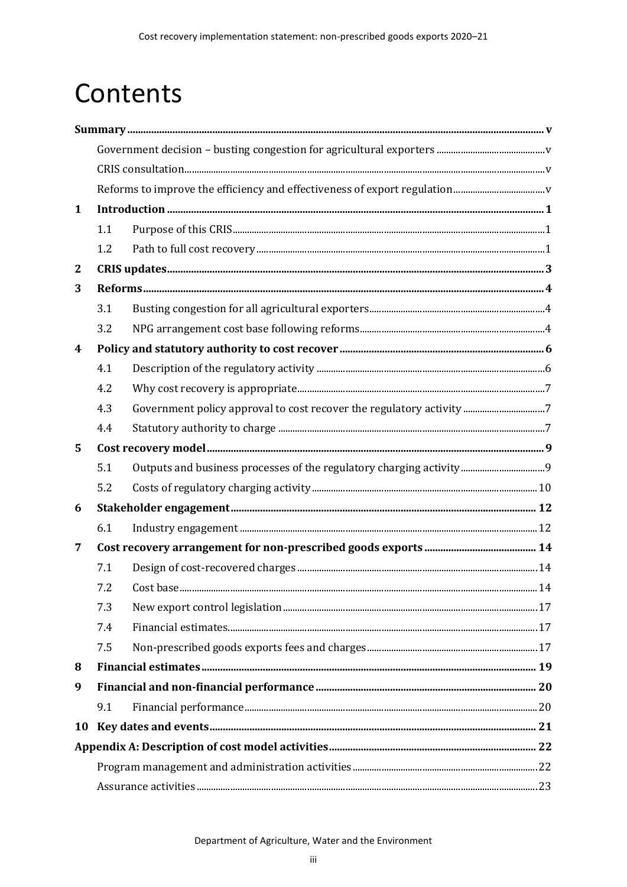# Contents

**Summary** ..... v

- Government decision – busting congestion for agricultural exporters ..... v
- CRIS consultation ..... v
- Reforms to improve the efficiency and effectiveness of export regulation ..... v

**1 Introduction** ..... 1

- 1.1 Purpose of this CRIS ..... 1
- 1.2 Path to full cost recovery ..... 1

**2 CRIS updates** ..... 3

**3 Reforms** ..... 4

- 3.1 Busting congestion for all agricultural exporters ..... 4
- 3.2 NPG arrangement cost base following reforms ..... 4

**4 Policy and statutory authority to cost recover** ..... 6

- 4.1 Description of the regulatory activity ..... 6
- 4.2 Why cost recovery is appropriate ..... 7
- 4.3 Government policy approval to cost recover the regulatory activity ..... 7
- 4.4 Statutory authority to charge ..... 7

**5 Cost recovery model** ..... 9

- 5.1 Outputs and business processes of the regulatory charging activity ..... 9
- 5.2 Costs of regulatory charging activity ..... 10

**6 Stakeholder engagement** ..... 12

- 6.1 Industry engagement ..... 12

**7 Cost recovery arrangement for non-prescribed goods exports** ..... 14

- 7.1 Design of cost-recovered charges ..... 14
- 7.2 Cost base ..... 14
- 7.3 New export control legislation ..... 17
- 7.4 Financial estimates ..... 17
- 7.5 Non-prescribed goods exports fees and charges ..... 17

**8 Financial estimates** ..... 19

**9 Financial and non-financial performance** ..... 20

- 9.1 Financial performance ..... 20

**10 Key dates and events** ..... 21

**Appendix A: Description of cost model activities** ..... 22

- Program management and administration activities ..... 22
- Assurance activities ..... 23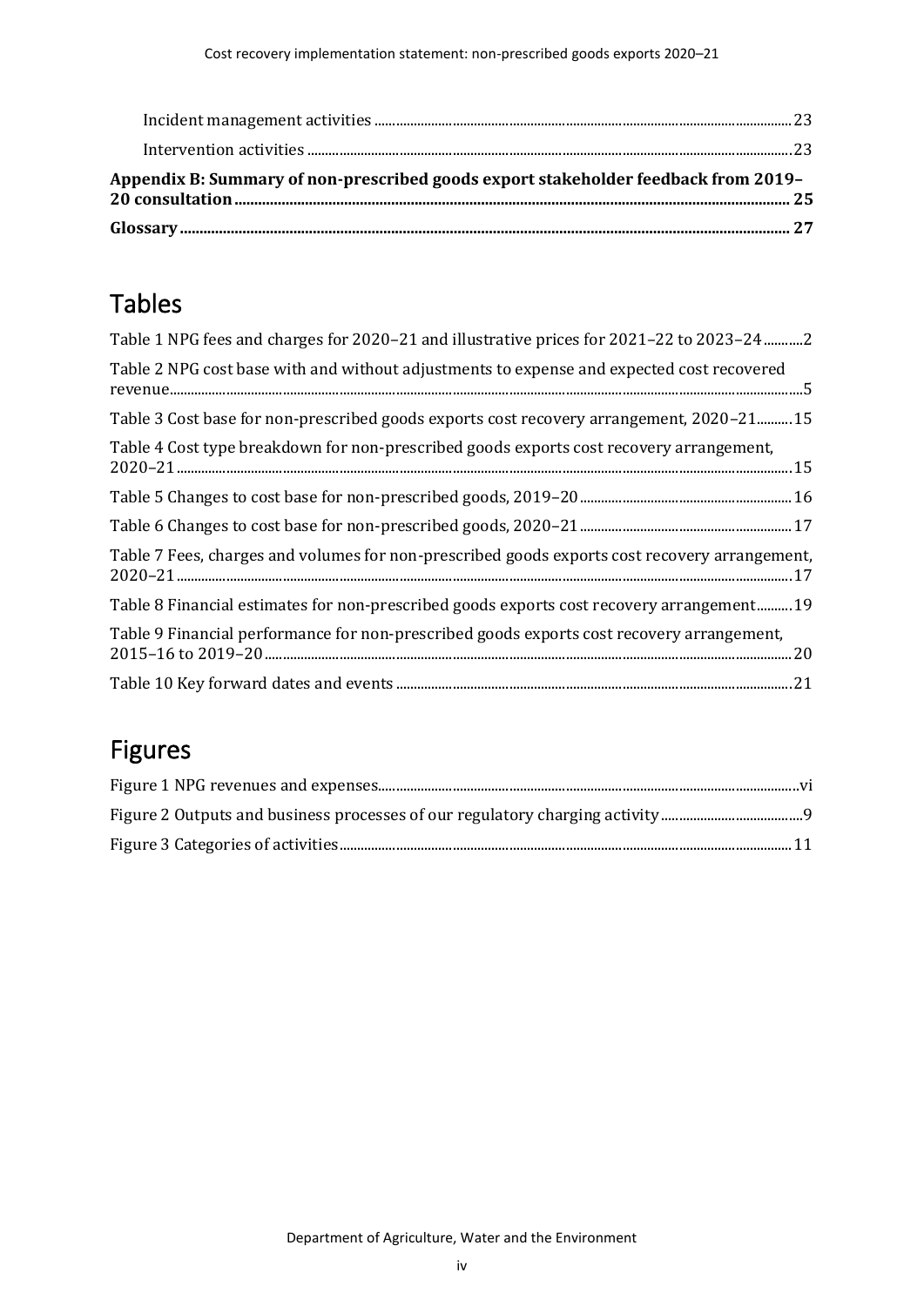Incident management activities ........ 23

Intervention activities ........ 23

**Appendix B: Summary of non-prescribed goods export stakeholder feedback from 2019–20 consultation ........ 25**

**Glossary ........ 27**

## Tables

Table 1 NPG fees and charges for 2020–21 and illustrative prices for 2021–22 to 2023–24 ........ 2

Table 2 NPG cost base with and without adjustments to expense and expected cost recovered revenue ........ 5

Table 3 Cost base for non-prescribed goods exports cost recovery arrangement, 2020–21 ........ 15

Table 4 Cost type breakdown for non-prescribed goods exports cost recovery arrangement, 2020–21 ........ 15

Table 5 Changes to cost base for non-prescribed goods, 2019–20 ........ 16

Table 6 Changes to cost base for non-prescribed goods, 2020–21 ........ 17

Table 7 Fees, charges and volumes for non-prescribed goods exports cost recovery arrangement, 2020–21 ........ 17

Table 8 Financial estimates for non-prescribed goods exports cost recovery arrangement ........ 19

Table 9 Financial performance for non-prescribed goods exports cost recovery arrangement, 2015–16 to 2019–20 ........ 20

Table 10 Key forward dates and events ........ 21

## Figures

Figure 1 NPG revenues and expenses ........ vi

Figure 2 Outputs and business processes of our regulatory charging activity ........ 9

Figure 3 Categories of activities ........ 11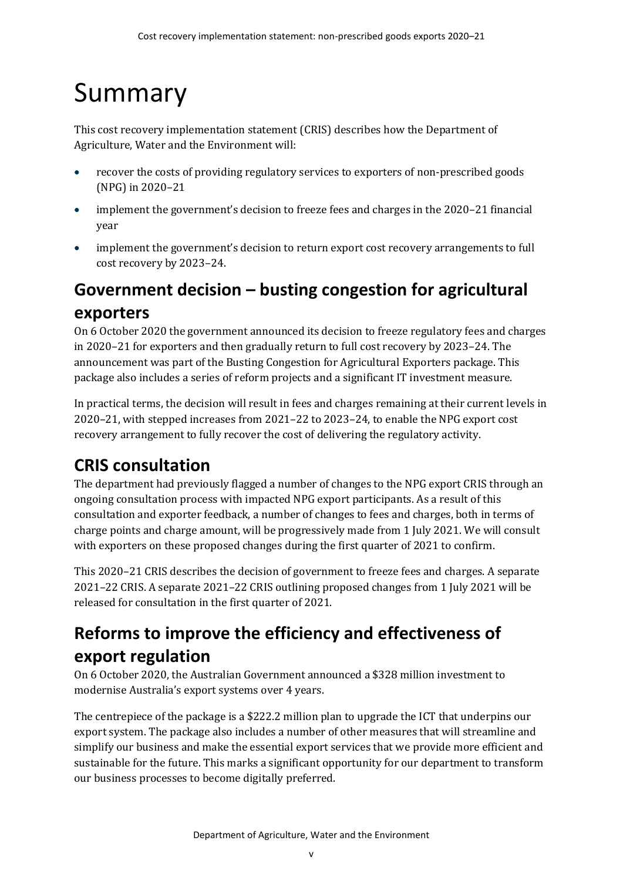# Summary

This cost recovery implementation statement (CRIS) describes how the Department of Agriculture, Water and the Environment will:

- recover the costs of providing regulatory services to exporters of non-prescribed goods (NPG) in 2020–21
- implement the government's decision to freeze fees and charges in the 2020–21 financial year
- implement the government's decision to return export cost recovery arrangements to full cost recovery by 2023–24.

## Government decision – busting congestion for agricultural exporters

On 6 October 2020 the government announced its decision to freeze regulatory fees and charges in 2020–21 for exporters and then gradually return to full cost recovery by 2023–24. The announcement was part of the Busting Congestion for Agricultural Exporters package. This package also includes a series of reform projects and a significant IT investment measure.

In practical terms, the decision will result in fees and charges remaining at their current levels in 2020–21, with stepped increases from 2021–22 to 2023–24, to enable the NPG export cost recovery arrangement to fully recover the cost of delivering the regulatory activity.

## CRIS consultation

The department had previously flagged a number of changes to the NPG export CRIS through an ongoing consultation process with impacted NPG export participants. As a result of this consultation and exporter feedback, a number of changes to fees and charges, both in terms of charge points and charge amount, will be progressively made from 1 July 2021. We will consult with exporters on these proposed changes during the first quarter of 2021 to confirm.

This 2020–21 CRIS describes the decision of government to freeze fees and charges. A separate 2021–22 CRIS. A separate 2021–22 CRIS outlining proposed changes from 1 July 2021 will be released for consultation in the first quarter of 2021.

## Reforms to improve the efficiency and effectiveness of export regulation

On 6 October 2020, the Australian Government announced a $328 million investment to modernise Australia's export systems over 4 years.

The centrepiece of the package is a $222.2 million plan to upgrade the ICT that underpins our export system. The package also includes a number of other measures that will streamline and simplify our business and make the essential export services that we provide more efficient and sustainable for the future. This marks a significant opportunity for our department to transform our business processes to become digitally preferred.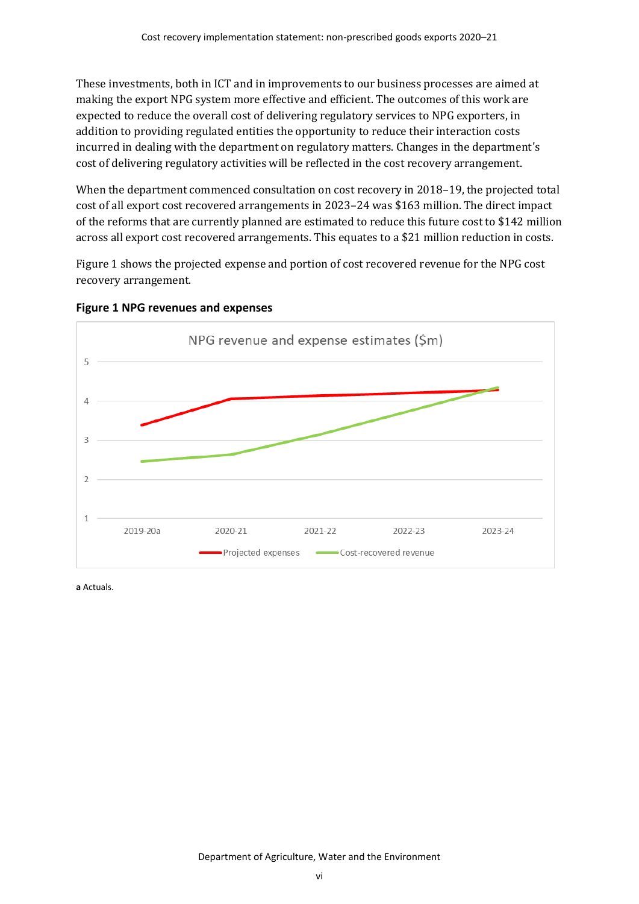These investments, both in ICT and in improvements to our business processes are aimed at making the export NPG system more effective and efficient. The outcomes of this work are expected to reduce the overall cost of delivering regulatory services to NPG exporters, in addition to providing regulated entities the opportunity to reduce their interaction costs incurred in dealing with the department on regulatory matters. Changes in the department's cost of delivering regulatory activities will be reflected in the cost recovery arrangement.

When the department commenced consultation on cost recovery in 2018–19, the projected total cost of all export cost recovered arrangements in 2023–24 was $163 million. The direct impact of the reforms that are currently planned are estimated to reduce this future cost to $142 million across all export cost recovered arrangements. This equates to a $21 million reduction in costs.

Figure 1 shows the projected expense and portion of cost recovered revenue for the NPG cost recovery arrangement.

**Figure 1 NPG revenues and expenses**

**a** Actuals.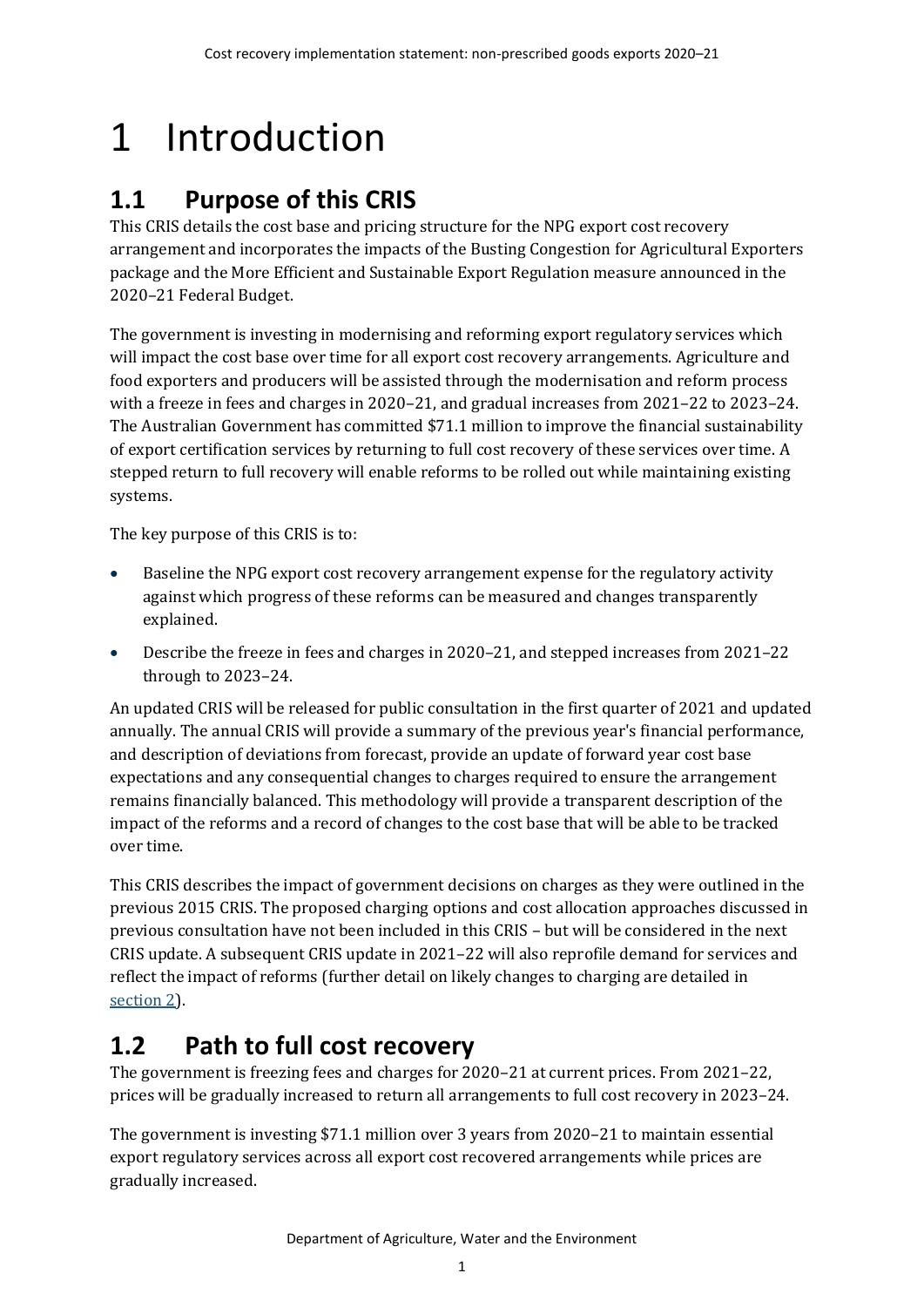# 1 Introduction

## 1.1 Purpose of this CRIS

This CRIS details the cost base and pricing structure for the NPG export cost recovery arrangement and incorporates the impacts of the Busting Congestion for Agricultural Exporters package and the More Efficient and Sustainable Export Regulation measure announced in the 2020–21 Federal Budget.

The government is investing in modernising and reforming export regulatory services which will impact the cost base over time for all export cost recovery arrangements. Agriculture and food exporters and producers will be assisted through the modernisation and reform process with a freeze in fees and charges in 2020–21, and gradual increases from 2021–22 to 2023–24. The Australian Government has committed $71.1 million to improve the financial sustainability of export certification services by returning to full cost recovery of these services over time. A stepped return to full recovery will enable reforms to be rolled out while maintaining existing systems.

The key purpose of this CRIS is to:

- Baseline the NPG export cost recovery arrangement expense for the regulatory activity against which progress of these reforms can be measured and changes transparently explained.
- Describe the freeze in fees and charges in 2020–21, and stepped increases from 2021–22 through to 2023–24.

An updated CRIS will be released for public consultation in the first quarter of 2021 and updated annually. The annual CRIS will provide a summary of the previous year's financial performance, and description of deviations from forecast, provide an update of forward year cost base expectations and any consequential changes to charges required to ensure the arrangement remains financially balanced. This methodology will provide a transparent description of the impact of the reforms and a record of changes to the cost base that will be able to be tracked over time.

This CRIS describes the impact of government decisions on charges as they were outlined in the previous 2015 CRIS. The proposed charging options and cost allocation approaches discussed in previous consultation have not been included in this CRIS – but will be considered in the next CRIS update. A subsequent CRIS update in 2021–22 will also reprofile demand for services and reflect the impact of reforms (further detail on likely changes to charging are detailed in section 2).

## 1.2 Path to full cost recovery

The government is freezing fees and charges for 2020–21 at current prices. From 2021–22, prices will be gradually increased to return all arrangements to full cost recovery in 2023–24.

The government is investing $71.1 million over 3 years from 2020–21 to maintain essential export regulatory services across all export cost recovered arrangements while prices are gradually increased.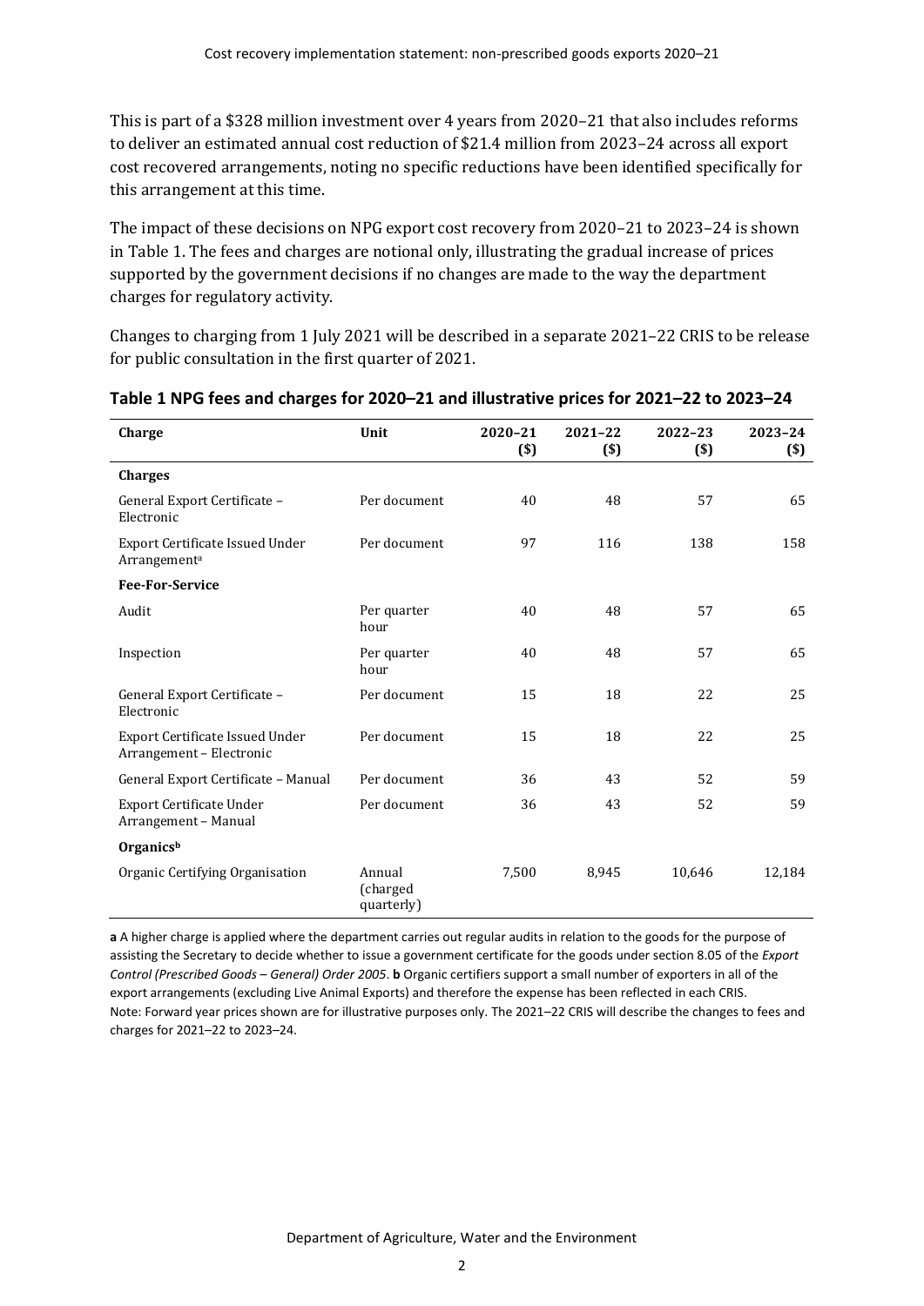This is part of a $328 million investment over 4 years from 2020–21 that also includes reforms to deliver an estimated annual cost reduction of $21.4 million from 2023–24 across all export cost recovered arrangements, noting no specific reductions have been identified specifically for this arrangement at this time.

The impact of these decisions on NPG export cost recovery from 2020–21 to 2023–24 is shown in Table 1. The fees and charges are notional only, illustrating the gradual increase of prices supported by the government decisions if no changes are made to the way the department charges for regulatory activity.

Changes to charging from 1 July 2021 will be described in a separate 2021–22 CRIS to be release for public consultation in the first quarter of 2021.

**Table 1 NPG fees and charges for 2020–21 and illustrative prices for 2021–22 to 2023–24**

| Charge | Unit | 2020–21 ($) | 2021–22 ($) | 2022–23 ($) | 2023–24 ($) |
| --- | --- | --- | --- | --- | --- |
| **Charges** | | | | | |
| General Export Certificate – Electronic | Per document | 40 | 48 | 57 | 65 |
| Export Certificate Issued Under Arrangement[a] | Per document | 97 | 116 | 138 | 158 |
| **Fee-For-Service** | | | | | |
| Audit | Per quarter hour | 40 | 48 | 57 | 65 |
| Inspection | Per quarter hour | 40 | 48 | 57 | 65 |
| General Export Certificate – Electronic | Per document | 15 | 18 | 22 | 25 |
| Export Certificate Issued Under Arrangement – Electronic | Per document | 15 | 18 | 22 | 25 |
| General Export Certificate – Manual | Per document | 36 | 43 | 52 | 59 |
| Export Certificate Under Arrangement – Manual | Per document | 36 | 43 | 52 | 59 |
| **Organics[b]** | | | | | |
| Organic Certifying Organisation | Annual (charged quarterly) | 7,500 | 8,945 | 10,646 | 12,184 |

**a** A higher charge is applied where the department carries out regular audits in relation to the goods for the purpose of assisting the Secretary to decide whether to issue a government certificate for the goods under section 8.05 of the *Export Control (Prescribed Goods – General) Order 2005*. **b** Organic certifiers support a small number of exporters in all of the export arrangements (excluding Live Animal Exports) and therefore the expense has been reflected in each CRIS.
Note: Forward year prices shown are for illustrative purposes only. The 2021–22 CRIS will describe the changes to fees and charges for 2021–22 to 2023–24.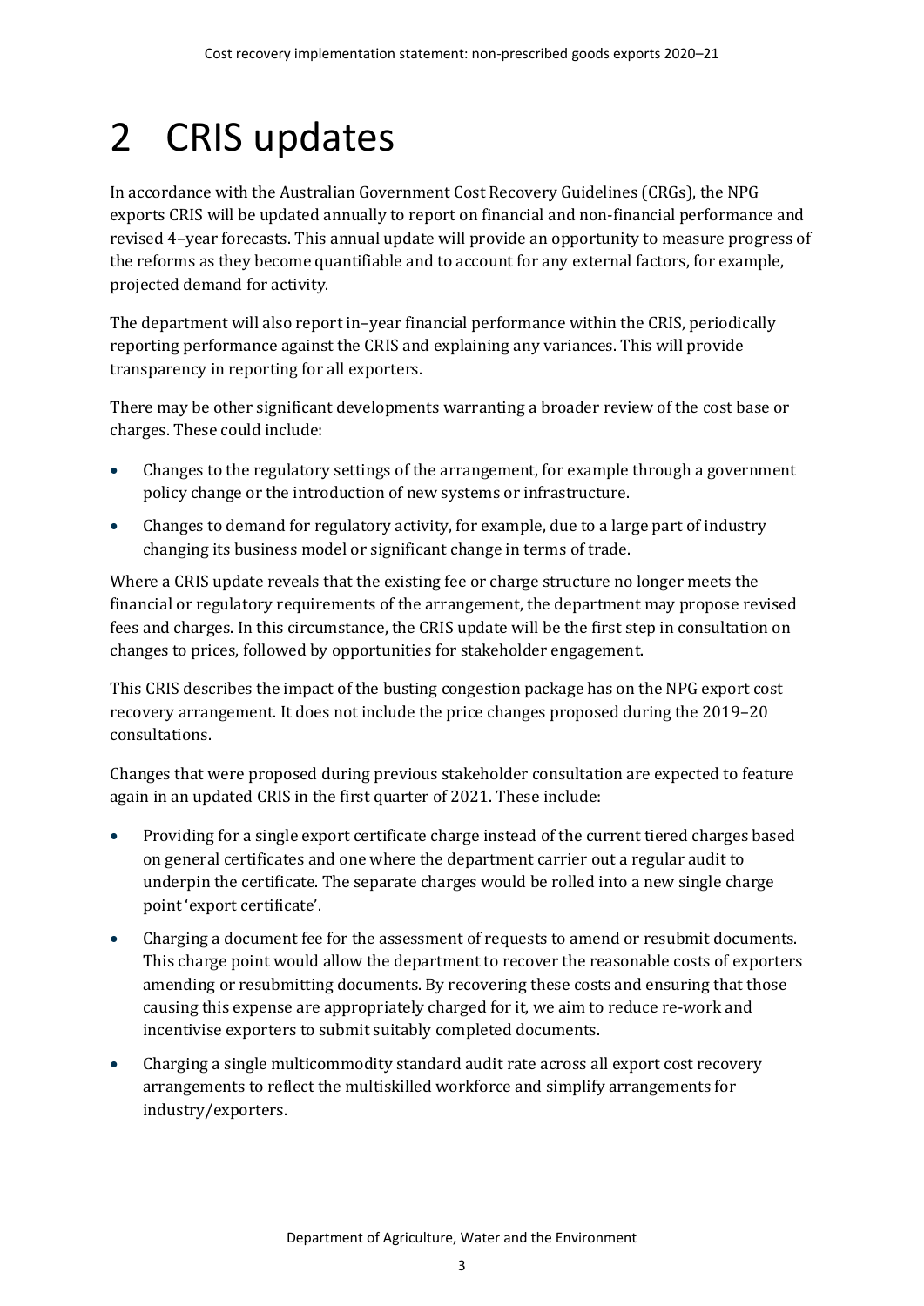# 2 CRIS updates

In accordance with the Australian Government Cost Recovery Guidelines (CRGs), the NPG exports CRIS will be updated annually to report on financial and non-financial performance and revised 4–year forecasts. This annual update will provide an opportunity to measure progress of the reforms as they become quantifiable and to account for any external factors, for example, projected demand for activity.

The department will also report in–year financial performance within the CRIS, periodically reporting performance against the CRIS and explaining any variances. This will provide transparency in reporting for all exporters.

There may be other significant developments warranting a broader review of the cost base or charges. These could include:

- Changes to the regulatory settings of the arrangement, for example through a government policy change or the introduction of new systems or infrastructure.
- Changes to demand for regulatory activity, for example, due to a large part of industry changing its business model or significant change in terms of trade.

Where a CRIS update reveals that the existing fee or charge structure no longer meets the financial or regulatory requirements of the arrangement, the department may propose revised fees and charges. In this circumstance, the CRIS update will be the first step in consultation on changes to prices, followed by opportunities for stakeholder engagement.

This CRIS describes the impact of the busting congestion package has on the NPG export cost recovery arrangement. It does not include the price changes proposed during the 2019–20 consultations.

Changes that were proposed during previous stakeholder consultation are expected to feature again in an updated CRIS in the first quarter of 2021. These include:

- Providing for a single export certificate charge instead of the current tiered charges based on general certificates and one where the department carrier out a regular audit to underpin the certificate. The separate charges would be rolled into a new single charge point 'export certificate'.
- Charging a document fee for the assessment of requests to amend or resubmit documents. This charge point would allow the department to recover the reasonable costs of exporters amending or resubmitting documents. By recovering these costs and ensuring that those causing this expense are appropriately charged for it, we aim to reduce re-work and incentivise exporters to submit suitably completed documents.
- Charging a single multicommodity standard audit rate across all export cost recovery arrangements to reflect the multiskilled workforce and simplify arrangements for industry/exporters.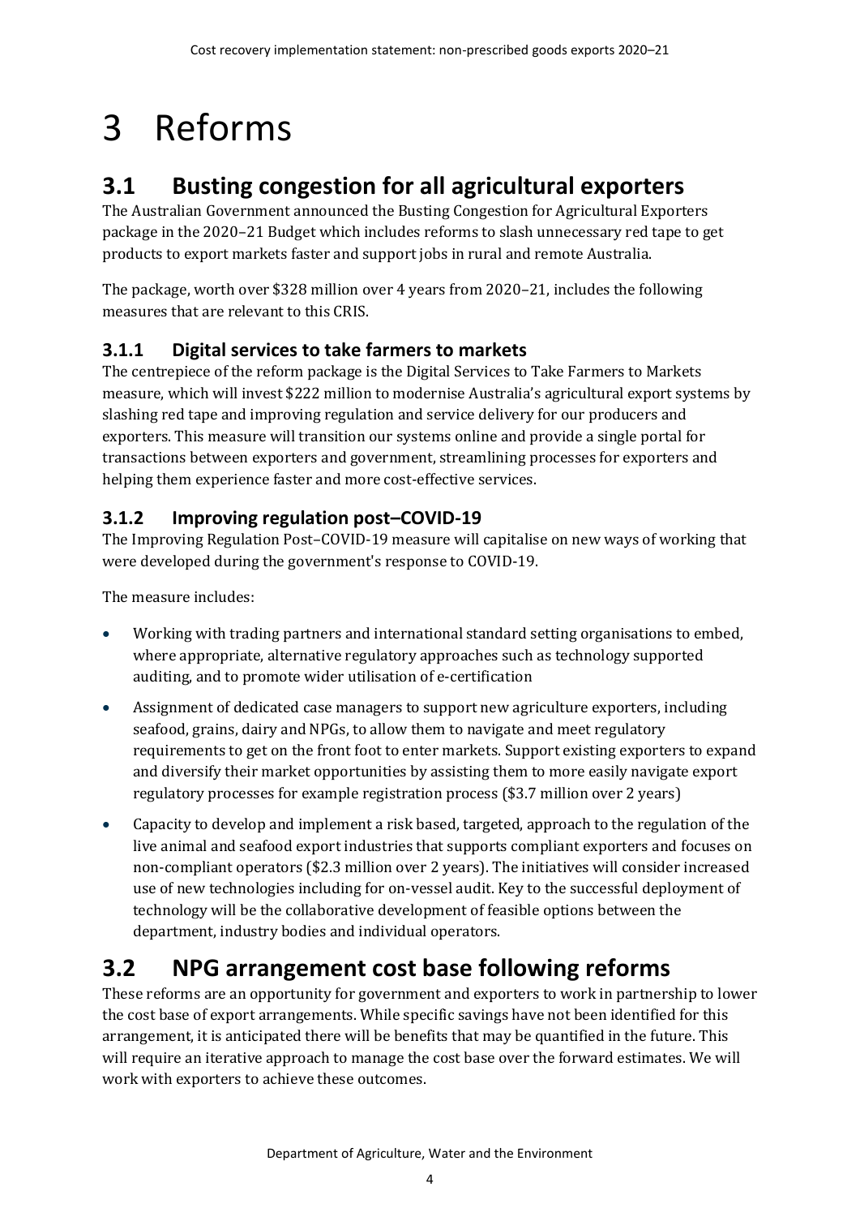# 3 Reforms

## 3.1 Busting congestion for all agricultural exporters

The Australian Government announced the Busting Congestion for Agricultural Exporters package in the 2020–21 Budget which includes reforms to slash unnecessary red tape to get products to export markets faster and support jobs in rural and remote Australia.

The package, worth over $328 million over 4 years from 2020–21, includes the following measures that are relevant to this CRIS.

### 3.1.1 Digital services to take farmers to markets

The centrepiece of the reform package is the Digital Services to Take Farmers to Markets measure, which will invest $222 million to modernise Australia's agricultural export systems by slashing red tape and improving regulation and service delivery for our producers and exporters. This measure will transition our systems online and provide a single portal for transactions between exporters and government, streamlining processes for exporters and helping them experience faster and more cost-effective services.

### 3.1.2 Improving regulation post–COVID-19

The Improving Regulation Post–COVID-19 measure will capitalise on new ways of working that were developed during the government's response to COVID-19.

The measure includes:

- Working with trading partners and international standard setting organisations to embed, where appropriate, alternative regulatory approaches such as technology supported auditing, and to promote wider utilisation of e-certification
- Assignment of dedicated case managers to support new agriculture exporters, including seafood, grains, dairy and NPGs, to allow them to navigate and meet regulatory requirements to get on the front foot to enter markets. Support existing exporters to expand and diversify their market opportunities by assisting them to more easily navigate export regulatory processes for example registration process ($3.7 million over 2 years)
- Capacity to develop and implement a risk based, targeted, approach to the regulation of the live animal and seafood export industries that supports compliant exporters and focuses on non-compliant operators ($2.3 million over 2 years). The initiatives will consider increased use of new technologies including for on-vessel audit. Key to the successful deployment of technology will be the collaborative development of feasible options between the department, industry bodies and individual operators.

## 3.2 NPG arrangement cost base following reforms

These reforms are an opportunity for government and exporters to work in partnership to lower the cost base of export arrangements. While specific savings have not been identified for this arrangement, it is anticipated there will be benefits that may be quantified in the future. This will require an iterative approach to manage the cost base over the forward estimates. We will work with exporters to achieve these outcomes.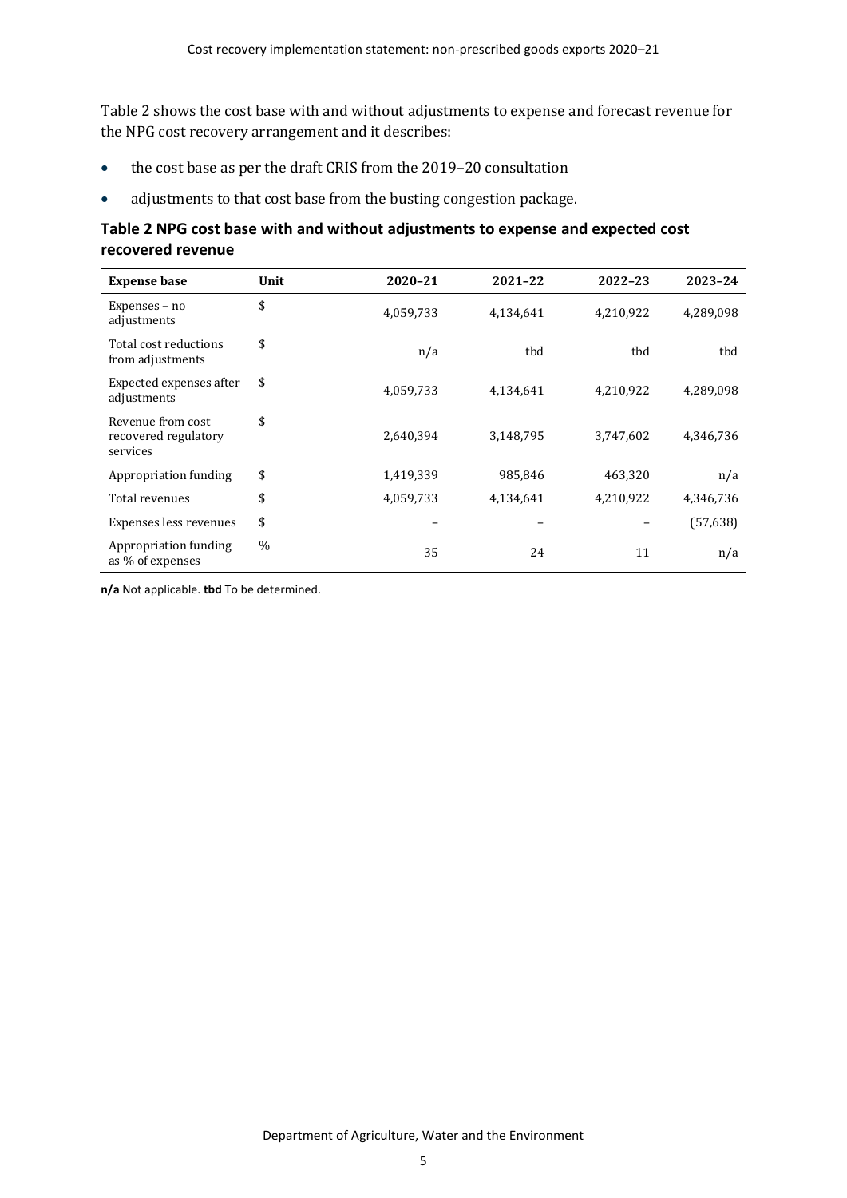Table 2 shows the cost base with and without adjustments to expense and forecast revenue for the NPG cost recovery arrangement and it describes:

- the cost base as per the draft CRIS from the 2019–20 consultation
- adjustments to that cost base from the busting congestion package.

### Table 2 NPG cost base with and without adjustments to expense and expected cost recovered revenue

| Expense base | Unit | 2020–21 | 2021–22 | 2022–23 | 2023–24 |
|---|---|---|---|---|---|
| Expenses – no adjustments | $ | 4,059,733 | 4,134,641 | 4,210,922 | 4,289,098 |
| Total cost reductions from adjustments | $ | n/a | tbd | tbd | tbd |
| Expected expenses after adjustments | $ | 4,059,733 | 4,134,641 | 4,210,922 | 4,289,098 |
| Revenue from cost recovered regulatory services | $ | 2,640,394 | 3,148,795 | 3,747,602 | 4,346,736 |
| Appropriation funding | $ | 1,419,339 | 985,846 | 463,320 | n/a |
| Total revenues | $ | 4,059,733 | 4,134,641 | 4,210,922 | 4,346,736 |
| Expenses less revenues | $ | – | – | – | (57,638) |
| Appropriation funding as % of expenses | % | 35 | 24 | 11 | n/a |

**n/a** Not applicable. **tbd** To be determined.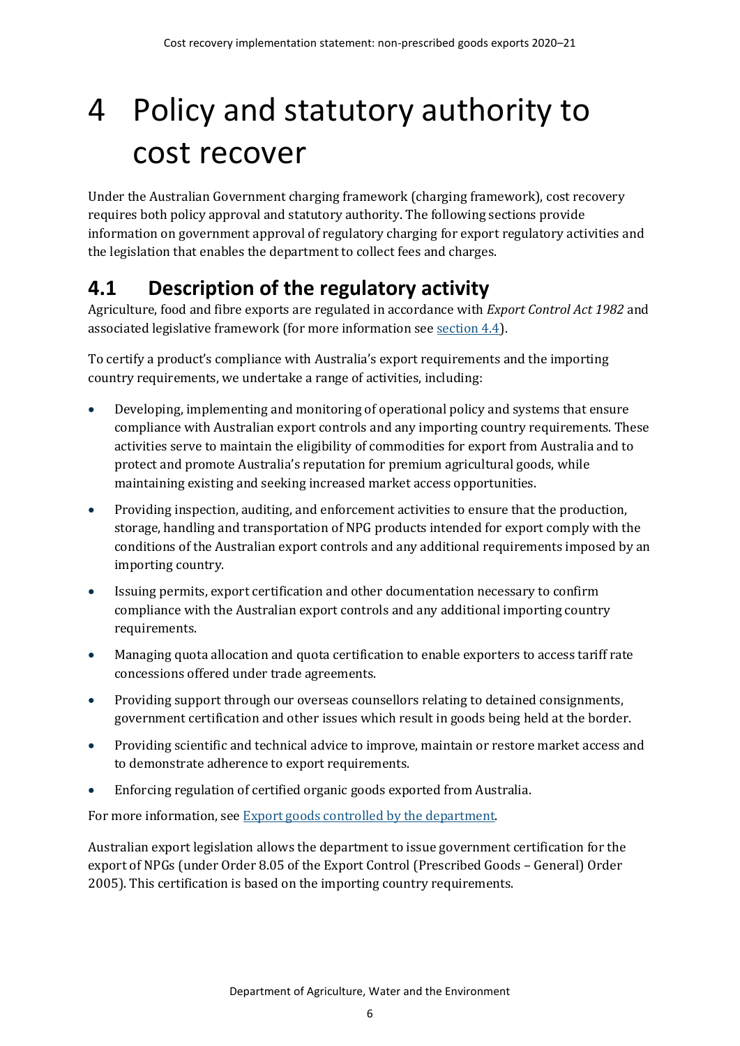# 4 Policy and statutory authority to cost recover

Under the Australian Government charging framework (charging framework), cost recovery requires both policy approval and statutory authority. The following sections provide information on government approval of regulatory charging for export regulatory activities and the legislation that enables the department to collect fees and charges.

## 4.1 Description of the regulatory activity

Agriculture, food and fibre exports are regulated in accordance with *Export Control Act 1982* and associated legislative framework (for more information see [section 4.4](#)).

To certify a product's compliance with Australia's export requirements and the importing country requirements, we undertake a range of activities, including:

- Developing, implementing and monitoring of operational policy and systems that ensure compliance with Australian export controls and any importing country requirements. These activities serve to maintain the eligibility of commodities for export from Australia and to protect and promote Australia's reputation for premium agricultural goods, while maintaining existing and seeking increased market access opportunities.
- Providing inspection, auditing, and enforcement activities to ensure that the production, storage, handling and transportation of NPG products intended for export comply with the conditions of the Australian export controls and any additional requirements imposed by an importing country.
- Issuing permits, export certification and other documentation necessary to confirm compliance with the Australian export controls and any additional importing country requirements.
- Managing quota allocation and quota certification to enable exporters to access tariff rate concessions offered under trade agreements.
- Providing support through our overseas counsellors relating to detained consignments, government certification and other issues which result in goods being held at the border.
- Providing scientific and technical advice to improve, maintain or restore market access and to demonstrate adherence to export requirements.
- Enforcing regulation of certified organic goods exported from Australia.

For more information, see [Export goods controlled by the department](#).

Australian export legislation allows the department to issue government certification for the export of NPGs (under Order 8.05 of the Export Control (Prescribed Goods – General) Order 2005). This certification is based on the importing country requirements.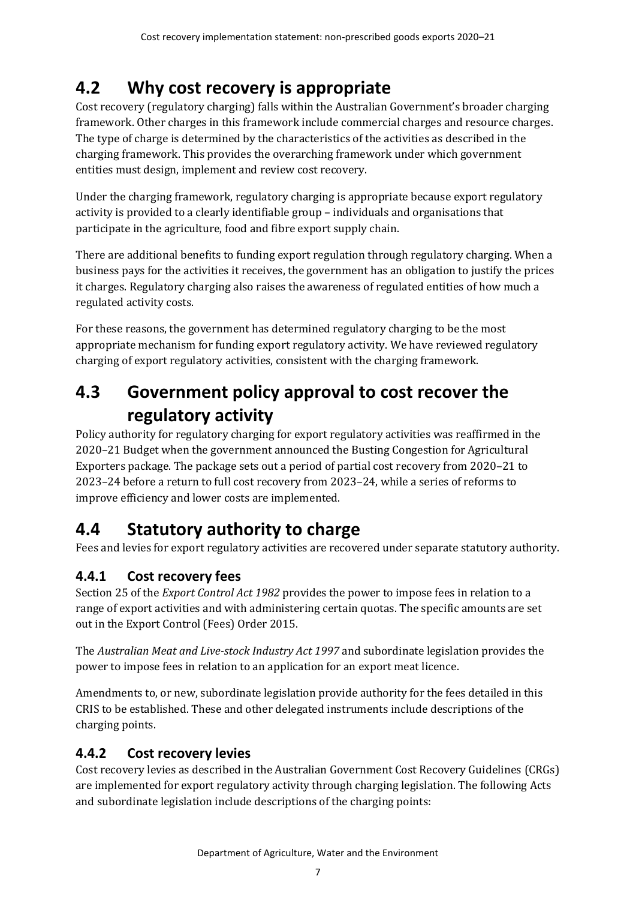## 4.2 Why cost recovery is appropriate

Cost recovery (regulatory charging) falls within the Australian Government's broader charging framework. Other charges in this framework include commercial charges and resource charges. The type of charge is determined by the characteristics of the activities as described in the charging framework. This provides the overarching framework under which government entities must design, implement and review cost recovery.

Under the charging framework, regulatory charging is appropriate because export regulatory activity is provided to a clearly identifiable group – individuals and organisations that participate in the agriculture, food and fibre export supply chain.

There are additional benefits to funding export regulation through regulatory charging. When a business pays for the activities it receives, the government has an obligation to justify the prices it charges. Regulatory charging also raises the awareness of regulated entities of how much a regulated activity costs.

For these reasons, the government has determined regulatory charging to be the most appropriate mechanism for funding export regulatory activity. We have reviewed regulatory charging of export regulatory activities, consistent with the charging framework.

## 4.3 Government policy approval to cost recover the regulatory activity

Policy authority for regulatory charging for export regulatory activities was reaffirmed in the 2020–21 Budget when the government announced the Busting Congestion for Agricultural Exporters package. The package sets out a period of partial cost recovery from 2020–21 to 2023–24 before a return to full cost recovery from 2023–24, while a series of reforms to improve efficiency and lower costs are implemented.

## 4.4 Statutory authority to charge

Fees and levies for export regulatory activities are recovered under separate statutory authority.

### 4.4.1 Cost recovery fees

Section 25 of the *Export Control Act 1982* provides the power to impose fees in relation to a range of export activities and with administering certain quotas. The specific amounts are set out in the Export Control (Fees) Order 2015.

The *Australian Meat and Live-stock Industry Act 1997* and subordinate legislation provides the power to impose fees in relation to an application for an export meat licence.

Amendments to, or new, subordinate legislation provide authority for the fees detailed in this CRIS to be established. These and other delegated instruments include descriptions of the charging points.

### 4.4.2 Cost recovery levies

Cost recovery levies as described in the Australian Government Cost Recovery Guidelines (CRGs) are implemented for export regulatory activity through charging legislation. The following Acts and subordinate legislation include descriptions of the charging points: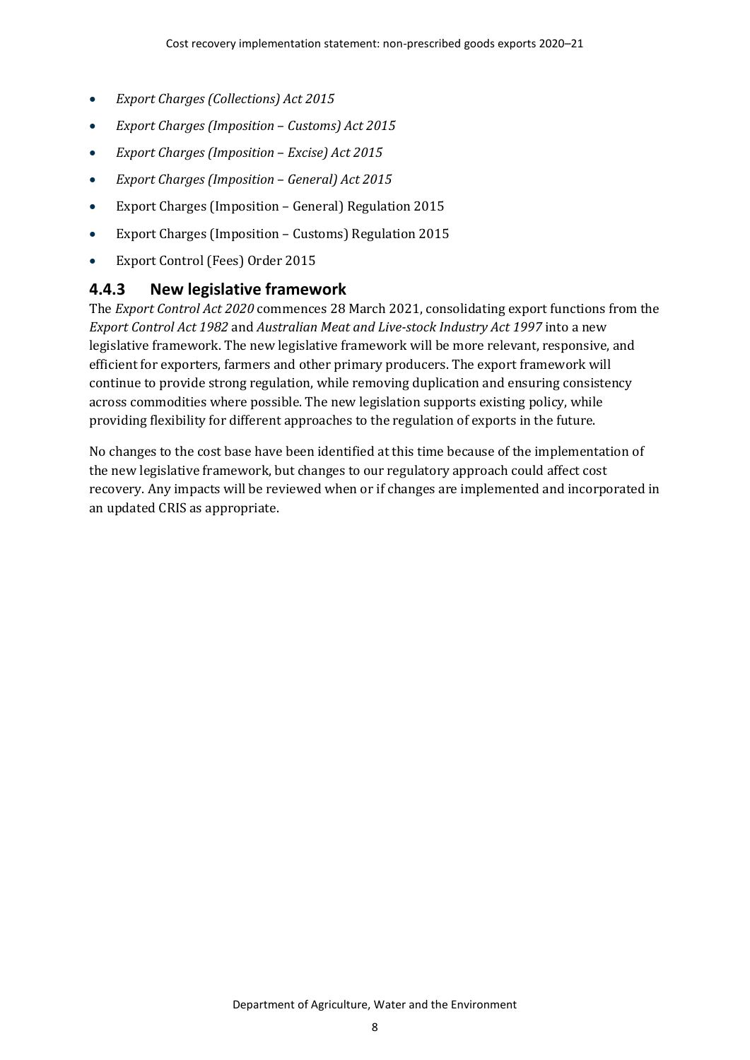- *Export Charges (Collections) Act 2015*
- *Export Charges (Imposition – Customs) Act 2015*
- *Export Charges (Imposition – Excise) Act 2015*
- *Export Charges (Imposition – General) Act 2015*
- Export Charges (Imposition – General) Regulation 2015
- Export Charges (Imposition – Customs) Regulation 2015
- Export Control (Fees) Order 2015

### 4.4.3 New legislative framework

The *Export Control Act 2020* commences 28 March 2021, consolidating export functions from the *Export Control Act 1982* and *Australian Meat and Live-stock Industry Act 1997* into a new legislative framework. The new legislative framework will be more relevant, responsive, and efficient for exporters, farmers and other primary producers. The export framework will continue to provide strong regulation, while removing duplication and ensuring consistency across commodities where possible. The new legislation supports existing policy, while providing flexibility for different approaches to the regulation of exports in the future.

No changes to the cost base have been identified at this time because of the implementation of the new legislative framework, but changes to our regulatory approach could affect cost recovery. Any impacts will be reviewed when or if changes are implemented and incorporated in an updated CRIS as appropriate.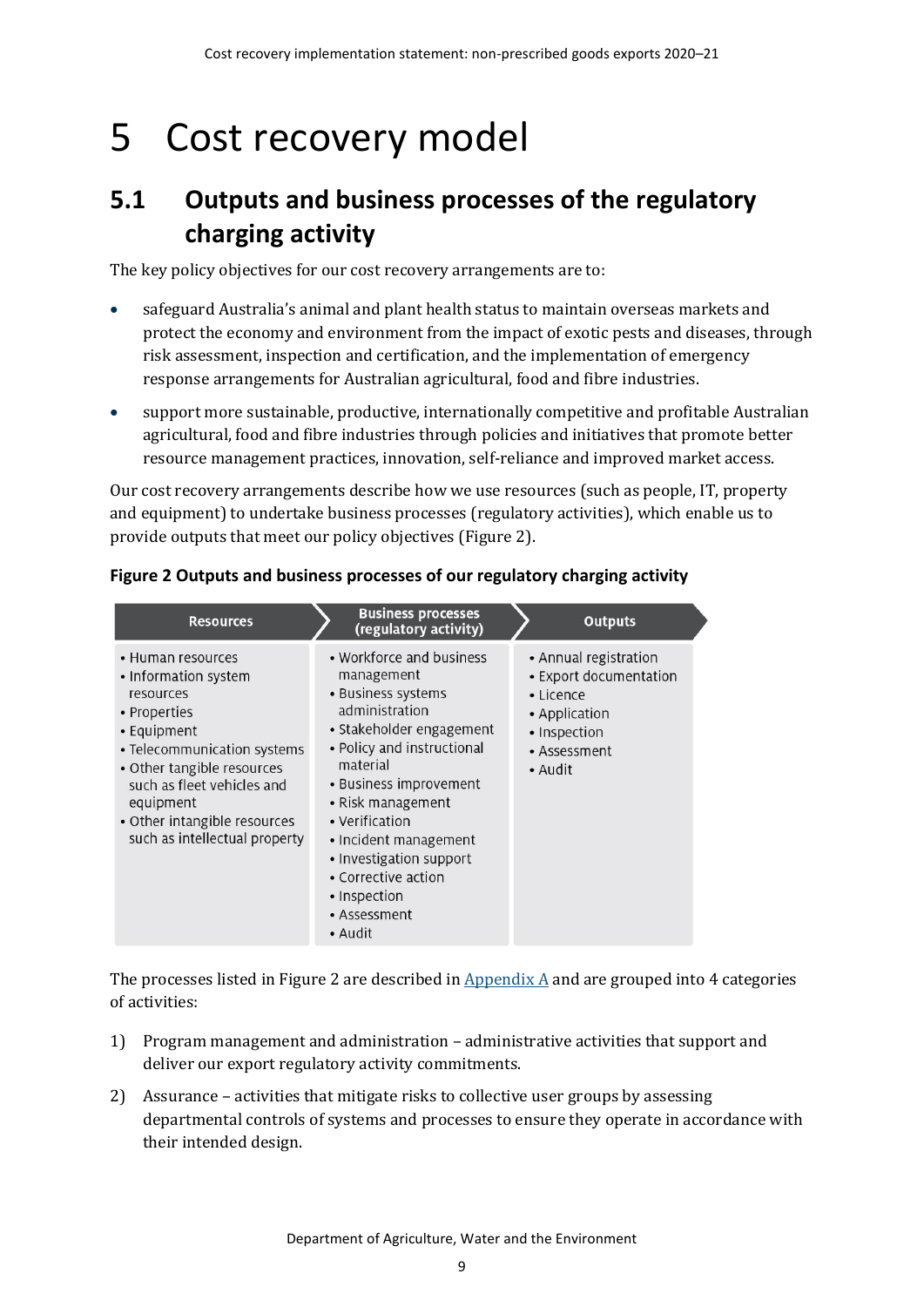# 5 Cost recovery model

## 5.1 Outputs and business processes of the regulatory charging activity

The key policy objectives for our cost recovery arrangements are to:

- safeguard Australia's animal and plant health status to maintain overseas markets and protect the economy and environment from the impact of exotic pests and diseases, through risk assessment, inspection and certification, and the implementation of emergency response arrangements for Australian agricultural, food and fibre industries.
- support more sustainable, productive, internationally competitive and profitable Australian agricultural, food and fibre industries through policies and initiatives that promote better resource management practices, innovation, self-reliance and improved market access.

Our cost recovery arrangements describe how we use resources (such as people, IT, property and equipment) to undertake business processes (regulatory activities), which enable us to provide outputs that meet our policy objectives (Figure 2).

**Figure 2 Outputs and business processes of our regulatory charging activity**

| Resources | Business processes (regulatory activity) | Outputs |
| --- | --- | --- |
| • Human resources<br>• Information system resources<br>• Properties<br>• Equipment<br>• Telecommunication systems<br>• Other tangible resources such as fleet vehicles and equipment<br>• Other intangible resources such as intellectual property | • Workforce and business management<br>• Business systems administration<br>• Stakeholder engagement<br>• Policy and instructional material<br>• Business improvement<br>• Risk management<br>• Verification<br>• Incident management<br>• Investigation support<br>• Corrective action<br>• Inspection<br>• Assessment<br>• Audit | • Annual registration<br>• Export documentation<br>• Licence<br>• Application<br>• Inspection<br>• Assessment<br>• Audit |

The processes listed in Figure 2 are described in Appendix A and are grouped into 4 categories of activities:

1) Program management and administration – administrative activities that support and deliver our export regulatory activity commitments.
2) Assurance – activities that mitigate risks to collective user groups by assessing departmental controls of systems and processes to ensure they operate in accordance with their intended design.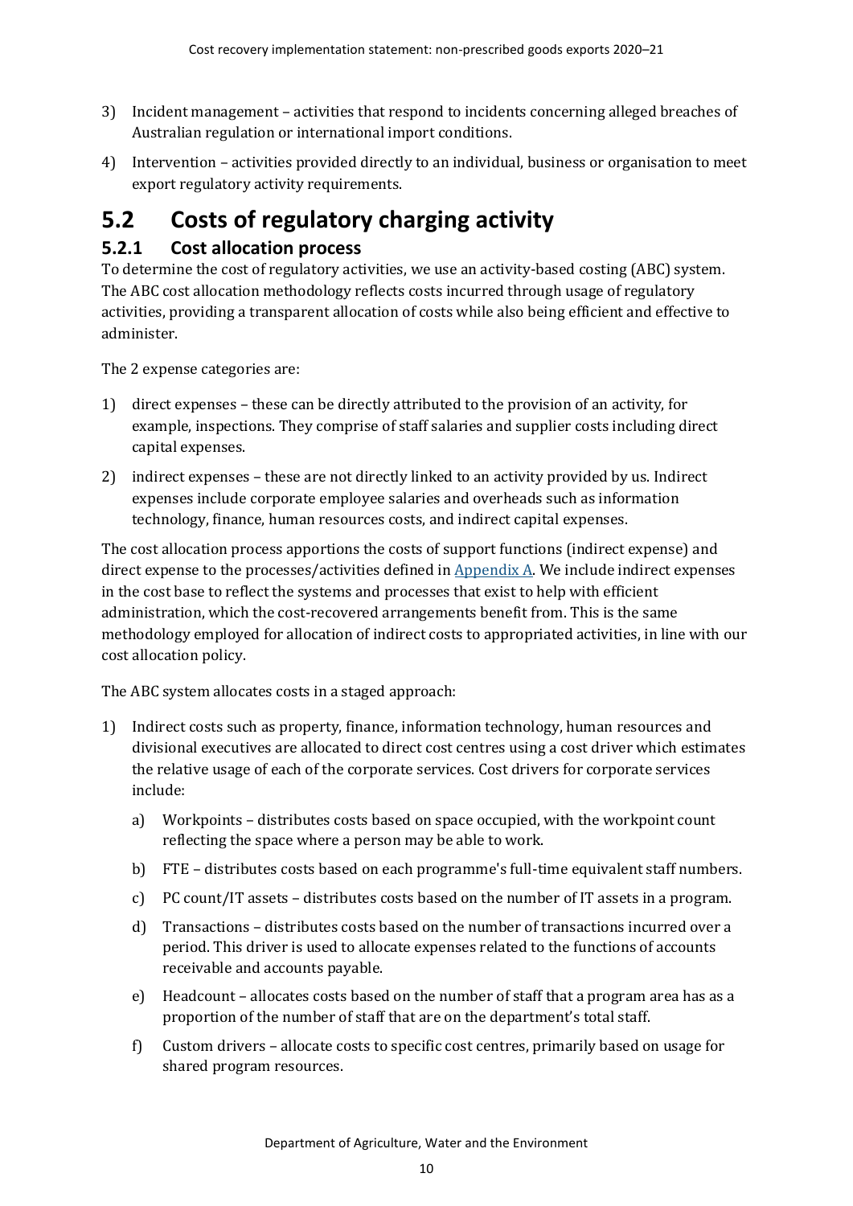3) Incident management – activities that respond to incidents concerning alleged breaches of Australian regulation or international import conditions.
4) Intervention – activities provided directly to an individual, business or organisation to meet export regulatory activity requirements.

## 5.2 Costs of regulatory charging activity

### 5.2.1 Cost allocation process

To determine the cost of regulatory activities, we use an activity-based costing (ABC) system. The ABC cost allocation methodology reflects costs incurred through usage of regulatory activities, providing a transparent allocation of costs while also being efficient and effective to administer.

The 2 expense categories are:

1) direct expenses – these can be directly attributed to the provision of an activity, for example, inspections. They comprise of staff salaries and supplier costs including direct capital expenses.
2) indirect expenses – these are not directly linked to an activity provided by us. Indirect expenses include corporate employee salaries and overheads such as information technology, finance, human resources costs, and indirect capital expenses.

The cost allocation process apportions the costs of support functions (indirect expense) and direct expense to the processes/activities defined in Appendix A. We include indirect expenses in the cost base to reflect the systems and processes that exist to help with efficient administration, which the cost-recovered arrangements benefit from. This is the same methodology employed for allocation of indirect costs to appropriated activities, in line with our cost allocation policy.

The ABC system allocates costs in a staged approach:

1) Indirect costs such as property, finance, information technology, human resources and divisional executives are allocated to direct cost centres using a cost driver which estimates the relative usage of each of the corporate services. Cost drivers for corporate services include:
   a) Workpoints – distributes costs based on space occupied, with the workpoint count reflecting the space where a person may be able to work.
   b) FTE – distributes costs based on each programme's full-time equivalent staff numbers.
   c) PC count/IT assets – distributes costs based on the number of IT assets in a program.
   d) Transactions – distributes costs based on the number of transactions incurred over a period. This driver is used to allocate expenses related to the functions of accounts receivable and accounts payable.
   e) Headcount – allocates costs based on the number of staff that a program area has as a proportion of the number of staff that are on the department's total staff.
   f) Custom drivers – allocate costs to specific cost centres, primarily based on usage for shared program resources.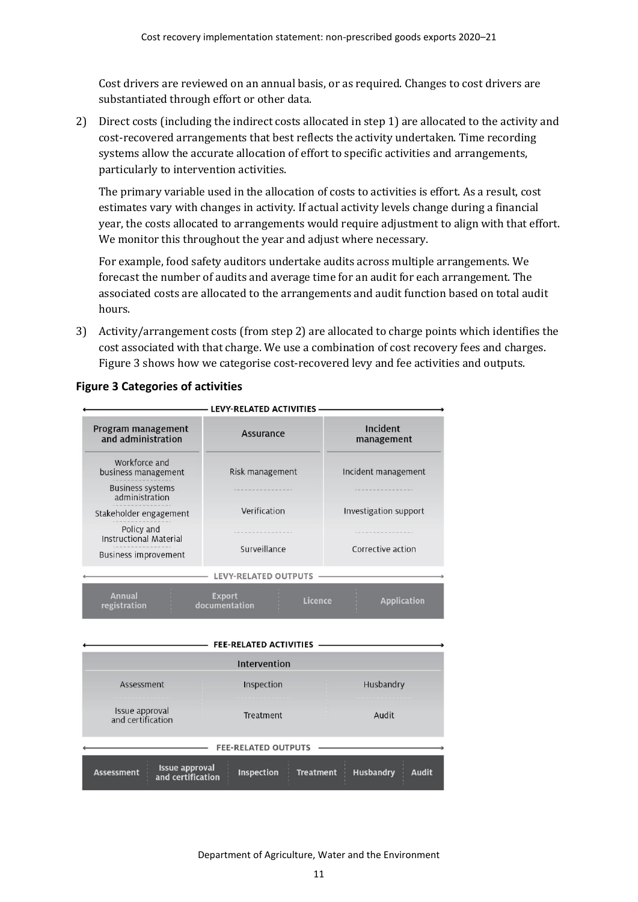Cost drivers are reviewed on an annual basis, or as required. Changes to cost drivers are substantiated through effort or other data.

2) Direct costs (including the indirect costs allocated in step 1) are allocated to the activity and cost-recovered arrangements that best reflects the activity undertaken. Time recording systems allow the accurate allocation of effort to specific activities and arrangements, particularly to intervention activities.

   The primary variable used in the allocation of costs to activities is effort. As a result, cost estimates vary with changes in activity. If actual activity levels change during a financial year, the costs allocated to arrangements would require adjustment to align with that effort. We monitor this throughout the year and adjust where necessary.

   For example, food safety auditors undertake audits across multiple arrangements. We forecast the number of audits and average time for an audit for each arrangement. The associated costs are allocated to the arrangements and audit function based on total audit hours.

3) Activity/arrangement costs (from step 2) are allocated to charge points which identifies the cost associated with that charge. We use a combination of cost recovery fees and charges. Figure 3 shows how we categorise cost-recovered levy and fee activities and outputs.

**Figure 3 Categories of activities**

**LEVY-RELATED ACTIVITIES**

| Program management and administration | Assurance | Incident management |
|---|---|---|
| Workforce and business management | Risk management | Incident management |
| Business systems administration | Verification | Investigation support |
| Stakeholder engagement | Surveillance | Corrective action |
| Policy and Instructional Material | | |
| Business improvement | | |

**LEVY-RELATED OUTPUTS**

| Annual registration | Export documentation | Licence | Application |
|---|---|---|---|

**FEE-RELATED ACTIVITIES**

| Intervention | | |
|---|---|---|
| Assessment | Inspection | Husbandry |
| Issue approval and certification | Treatment | Audit |

**FEE-RELATED OUTPUTS**

| Assessment | Issue approval and certification | Inspection | Treatment | Husbandry | Audit |
|---|---|---|---|---|---|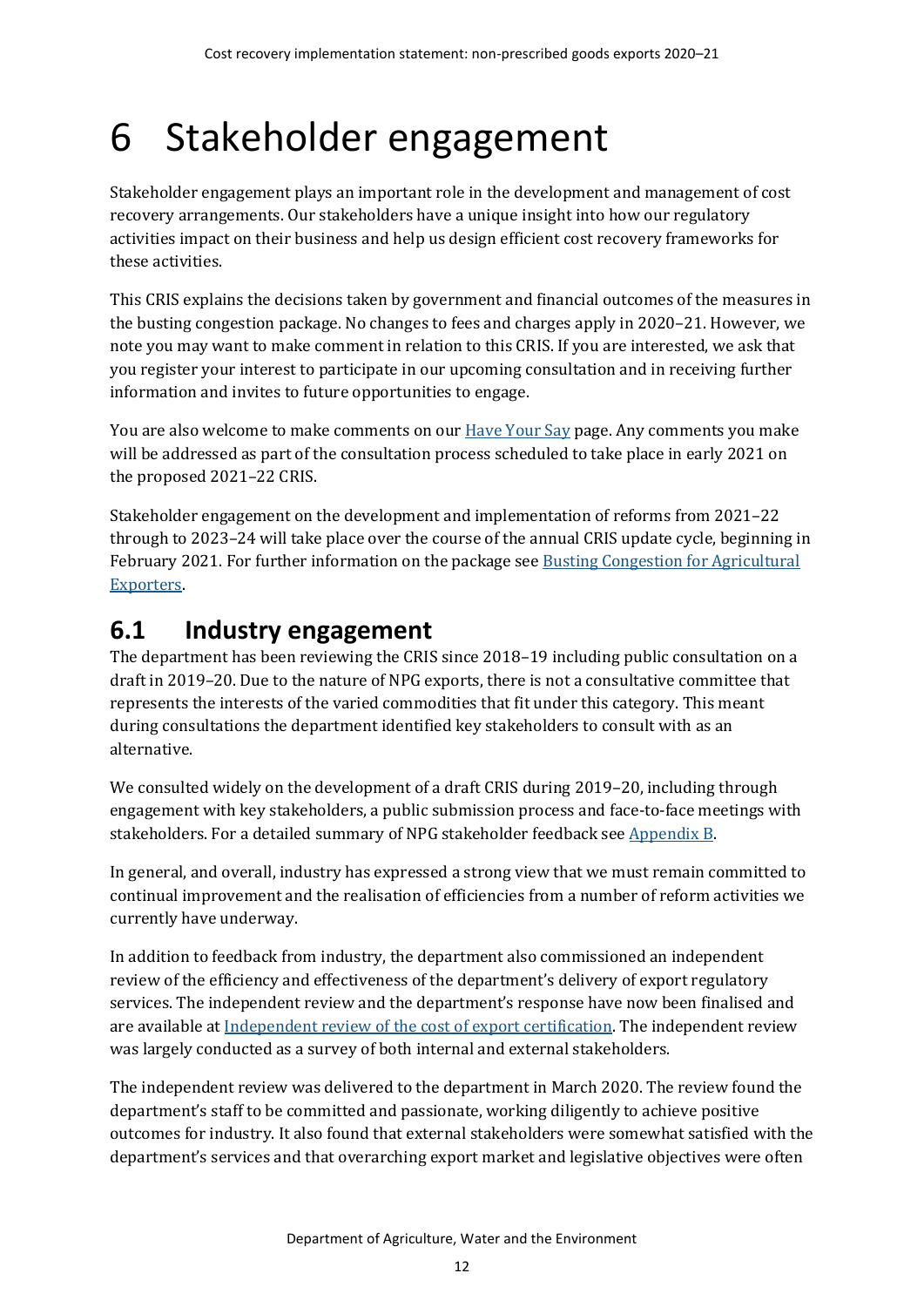# 6 Stakeholder engagement

Stakeholder engagement plays an important role in the development and management of cost recovery arrangements. Our stakeholders have a unique insight into how our regulatory activities impact on their business and help us design efficient cost recovery frameworks for these activities.

This CRIS explains the decisions taken by government and financial outcomes of the measures in the busting congestion package. No changes to fees and charges apply in 2020–21. However, we note you may want to make comment in relation to this CRIS. If you are interested, we ask that you register your interest to participate in our upcoming consultation and in receiving further information and invites to future opportunities to engage.

You are also welcome to make comments on our [Have Your Say](#) page. Any comments you make will be addressed as part of the consultation process scheduled to take place in early 2021 on the proposed 2021–22 CRIS.

Stakeholder engagement on the development and implementation of reforms from 2021–22 through to 2023–24 will take place over the course of the annual CRIS update cycle, beginning in February 2021. For further information on the package see [Busting Congestion for Agricultural Exporters](#).

## 6.1 Industry engagement

The department has been reviewing the CRIS since 2018–19 including public consultation on a draft in 2019–20. Due to the nature of NPG exports, there is not a consultative committee that represents the interests of the varied commodities that fit under this category. This meant during consultations the department identified key stakeholders to consult with as an alternative.

We consulted widely on the development of a draft CRIS during 2019–20, including through engagement with key stakeholders, a public submission process and face-to-face meetings with stakeholders. For a detailed summary of NPG stakeholder feedback see [Appendix B](#).

In general, and overall, industry has expressed a strong view that we must remain committed to continual improvement and the realisation of efficiencies from a number of reform activities we currently have underway.

In addition to feedback from industry, the department also commissioned an independent review of the efficiency and effectiveness of the department's delivery of export regulatory services. The independent review and the department's response have now been finalised and are available at [Independent review of the cost of export certification](#). The independent review was largely conducted as a survey of both internal and external stakeholders.

The independent review was delivered to the department in March 2020. The review found the department's staff to be committed and passionate, working diligently to achieve positive outcomes for industry. It also found that external stakeholders were somewhat satisfied with the department's services and that overarching export market and legislative objectives were often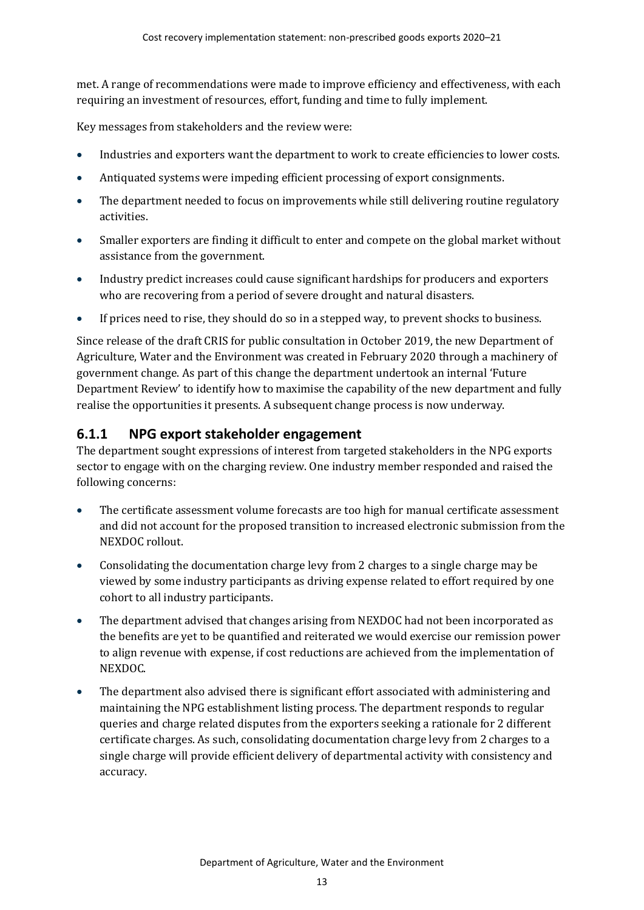met. A range of recommendations were made to improve efficiency and effectiveness, with each requiring an investment of resources, effort, funding and time to fully implement.

Key messages from stakeholders and the review were:

- Industries and exporters want the department to work to create efficiencies to lower costs.
- Antiquated systems were impeding efficient processing of export consignments.
- The department needed to focus on improvements while still delivering routine regulatory activities.
- Smaller exporters are finding it difficult to enter and compete on the global market without assistance from the government.
- Industry predict increases could cause significant hardships for producers and exporters who are recovering from a period of severe drought and natural disasters.
- If prices need to rise, they should do so in a stepped way, to prevent shocks to business.

Since release of the draft CRIS for public consultation in October 2019, the new Department of Agriculture, Water and the Environment was created in February 2020 through a machinery of government change. As part of this change the department undertook an internal 'Future Department Review' to identify how to maximise the capability of the new department and fully realise the opportunities it presents. A subsequent change process is now underway.

### 6.1.1 NPG export stakeholder engagement

The department sought expressions of interest from targeted stakeholders in the NPG exports sector to engage with on the charging review. One industry member responded and raised the following concerns:

- The certificate assessment volume forecasts are too high for manual certificate assessment and did not account for the proposed transition to increased electronic submission from the NEXDOC rollout.
- Consolidating the documentation charge levy from 2 charges to a single charge may be viewed by some industry participants as driving expense related to effort required by one cohort to all industry participants.
- The department advised that changes arising from NEXDOC had not been incorporated as the benefits are yet to be quantified and reiterated we would exercise our remission power to align revenue with expense, if cost reductions are achieved from the implementation of NEXDOC.
- The department also advised there is significant effort associated with administering and maintaining the NPG establishment listing process. The department responds to regular queries and charge related disputes from the exporters seeking a rationale for 2 different certificate charges. As such, consolidating documentation charge levy from 2 charges to a single charge will provide efficient delivery of departmental activity with consistency and accuracy.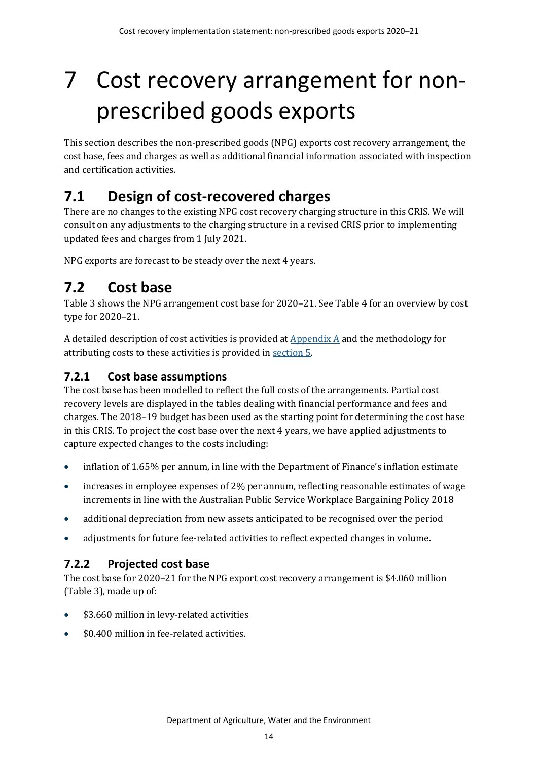# 7 Cost recovery arrangement for non-prescribed goods exports

This section describes the non-prescribed goods (NPG) exports cost recovery arrangement, the cost base, fees and charges as well as additional financial information associated with inspection and certification activities.

## 7.1 Design of cost-recovered charges

There are no changes to the existing NPG cost recovery charging structure in this CRIS. We will consult on any adjustments to the charging structure in a revised CRIS prior to implementing updated fees and charges from 1 July 2021.

NPG exports are forecast to be steady over the next 4 years.

## 7.2 Cost base

Table 3 shows the NPG arrangement cost base for 2020–21. See Table 4 for an overview by cost type for 2020–21.

A detailed description of cost activities is provided at Appendix A and the methodology for attributing costs to these activities is provided in section 5.

### 7.2.1 Cost base assumptions

The cost base has been modelled to reflect the full costs of the arrangements. Partial cost recovery levels are displayed in the tables dealing with financial performance and fees and charges. The 2018–19 budget has been used as the starting point for determining the cost base in this CRIS. To project the cost base over the next 4 years, we have applied adjustments to capture expected changes to the costs including:

- inflation of 1.65% per annum, in line with the Department of Finance's inflation estimate
- increases in employee expenses of 2% per annum, reflecting reasonable estimates of wage increments in line with the Australian Public Service Workplace Bargaining Policy 2018
- additional depreciation from new assets anticipated to be recognised over the period
- adjustments for future fee-related activities to reflect expected changes in volume.

### 7.2.2 Projected cost base

The cost base for 2020–21 for the NPG export cost recovery arrangement is $4.060 million (Table 3), made up of:

- $3.660 million in levy-related activities
- $0.400 million in fee-related activities.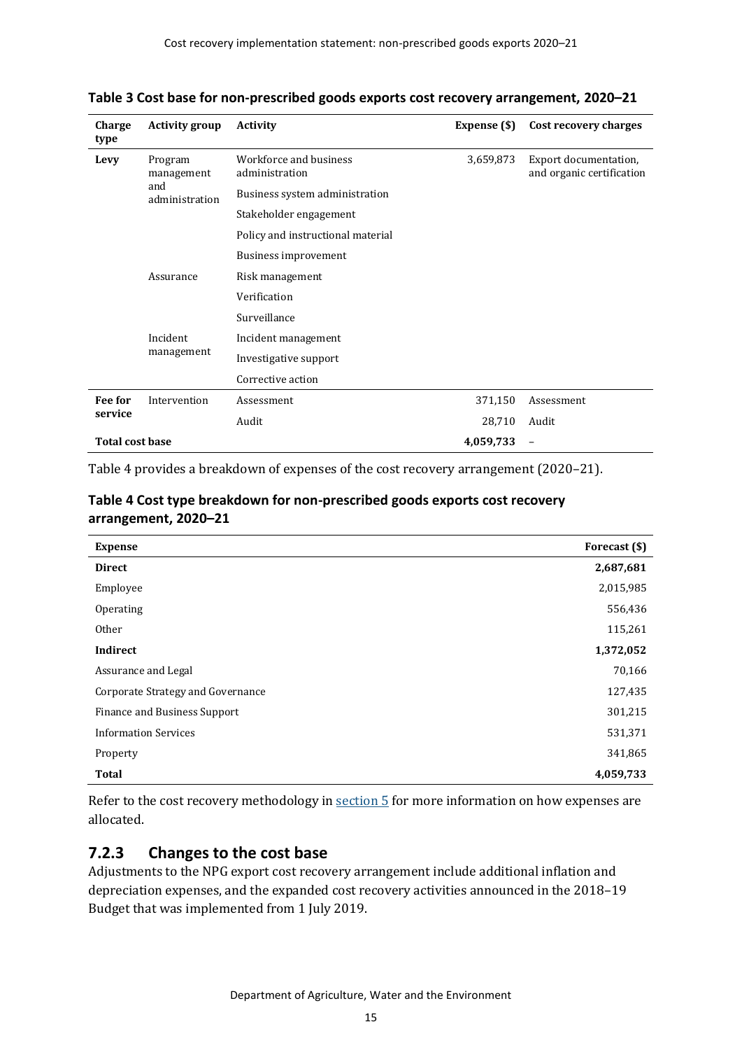**Table 3 Cost base for non-prescribed goods exports cost recovery arrangement, 2020–21**

| Charge type | Activity group | Activity | Expense ($) | Cost recovery charges |
|---|---|---|---|---|
| **Levy** | Program management and administration | Workforce and business administration | 3,659,873 | Export documentation, and organic certification |
| | | Business system administration | | |
| | | Stakeholder engagement | | |
| | | Policy and instructional material | | |
| | | Business improvement | | |
| | Assurance | Risk management | | |
| | | Verification | | |
| | | Surveillance | | |
| | Incident management | Incident management | | |
| | | Investigative support | | |
| | | Corrective action | | |
| **Fee for service** | Intervention | Assessment | 371,150 | Assessment |
| | | Audit | 28,710 | Audit |
| **Total cost base** | | | **4,059,733** | – |

Table 4 provides a breakdown of expenses of the cost recovery arrangement (2020–21).

**Table 4 Cost type breakdown for non-prescribed goods exports cost recovery arrangement, 2020–21**

| Expense | Forecast ($) |
|---|---|
| **Direct** | **2,687,681** |
| Employee | 2,015,985 |
| Operating | 556,436 |
| Other | 115,261 |
| **Indirect** | **1,372,052** |
| Assurance and Legal | 70,166 |
| Corporate Strategy and Governance | 127,435 |
| Finance and Business Support | 301,215 |
| Information Services | 531,371 |
| Property | 341,865 |
| **Total** | **4,059,733** |

Refer to the cost recovery methodology in section 5 for more information on how expenses are allocated.

### 7.2.3 Changes to the cost base

Adjustments to the NPG export cost recovery arrangement include additional inflation and depreciation expenses, and the expanded cost recovery activities announced in the 2018–19 Budget that was implemented from 1 July 2019.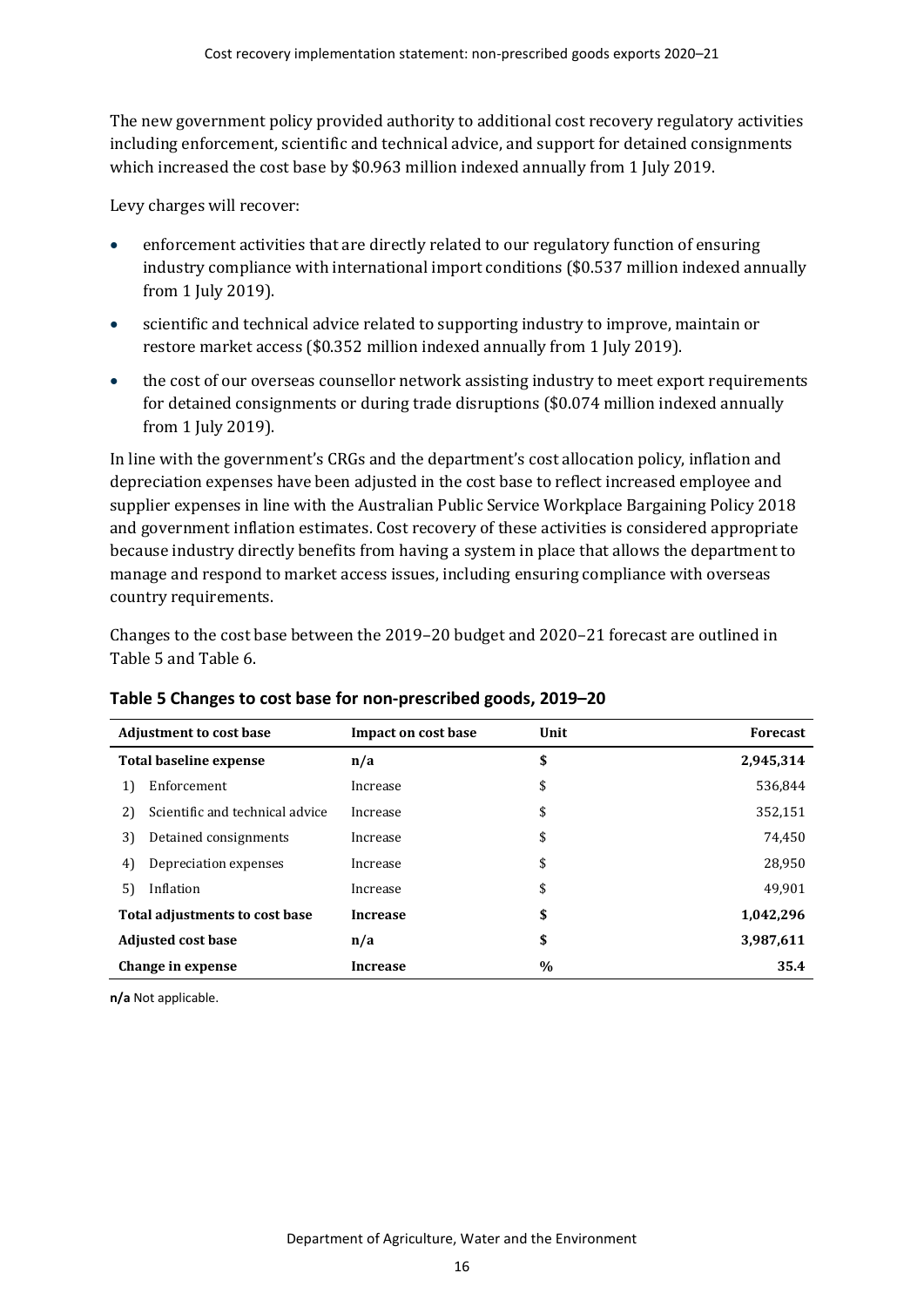The new government policy provided authority to additional cost recovery regulatory activities including enforcement, scientific and technical advice, and support for detained consignments which increased the cost base by $0.963 million indexed annually from 1 July 2019.

Levy charges will recover:

- enforcement activities that are directly related to our regulatory function of ensuring industry compliance with international import conditions ($0.537 million indexed annually from 1 July 2019).
- scientific and technical advice related to supporting industry to improve, maintain or restore market access ($0.352 million indexed annually from 1 July 2019).
- the cost of our overseas counsellor network assisting industry to meet export requirements for detained consignments or during trade disruptions ($0.074 million indexed annually from 1 July 2019).

In line with the government's CRGs and the department's cost allocation policy, inflation and depreciation expenses have been adjusted in the cost base to reflect increased employee and supplier expenses in line with the Australian Public Service Workplace Bargaining Policy 2018 and government inflation estimates. Cost recovery of these activities is considered appropriate because industry directly benefits from having a system in place that allows the department to manage and respond to market access issues, including ensuring compliance with overseas country requirements.

Changes to the cost base between the 2019–20 budget and 2020–21 forecast are outlined in Table 5 and Table 6.

**Table 5 Changes to cost base for non-prescribed goods, 2019–20**

| Adjustment to cost base | Impact on cost base | Unit | Forecast |
|---|---|---|---|
| **Total baseline expense** | **n/a** | **$** | **2,945,314** |
| 1) Enforcement | Increase | $ | 536,844 |
| 2) Scientific and technical advice | Increase | $ | 352,151 |
| 3) Detained consignments | Increase | $ | 74,450 |
| 4) Depreciation expenses | Increase | $ | 28,950 |
| 5) Inflation | Increase | $ | 49,901 |
| **Total adjustments to cost base** | **Increase** | **$** | **1,042,296** |
| **Adjusted cost base** | **n/a** | **$** | **3,987,611** |
| **Change in expense** | **Increase** | **%** | **35.4** |

**n/a** Not applicable.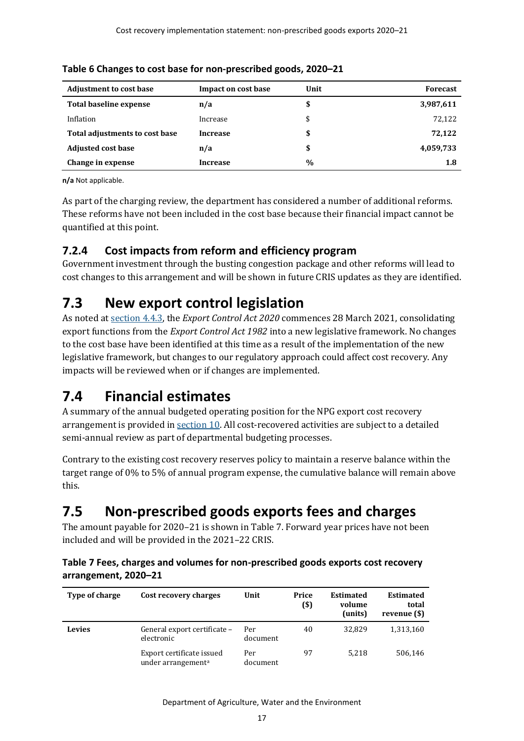**Table 6 Changes to cost base for non-prescribed goods, 2020–21**

| Adjustment to cost base | Impact on cost base | Unit | Forecast |
|---|---|---|---|
| **Total baseline expense** | **n/a** | **$** | **3,987,611** |
| Inflation | Increase | $ | 72,122 |
| **Total adjustments to cost base** | **Increase** | **$** | **72,122** |
| **Adjusted cost base** | **n/a** | **$** | **4,059,733** |
| **Change in expense** | **Increase** | **%** | **1.8** |

**n/a** Not applicable.

As part of the charging review, the department has considered a number of additional reforms. These reforms have not been included in the cost base because their financial impact cannot be quantified at this point.

### 7.2.4 Cost impacts from reform and efficiency program

Government investment through the busting congestion package and other reforms will lead to cost changes to this arrangement and will be shown in future CRIS updates as they are identified.

## 7.3 New export control legislation

As noted at section 4.4.3, the *Export Control Act 2020* commences 28 March 2021, consolidating export functions from the *Export Control Act 1982* into a new legislative framework. No changes to the cost base have been identified at this time as a result of the implementation of the new legislative framework, but changes to our regulatory approach could affect cost recovery. Any impacts will be reviewed when or if changes are implemented.

## 7.4 Financial estimates

A summary of the annual budgeted operating position for the NPG export cost recovery arrangement is provided in section 10. All cost-recovered activities are subject to a detailed semi-annual review as part of departmental budgeting processes.

Contrary to the existing cost recovery reserves policy to maintain a reserve balance within the target range of 0% to 5% of annual program expense, the cumulative balance will remain above this.

## 7.5 Non-prescribed goods exports fees and charges

The amount payable for 2020–21 is shown in Table 7. Forward year prices have not been included and will be provided in the 2021–22 CRIS.

**Table 7 Fees, charges and volumes for non-prescribed goods exports cost recovery arrangement, 2020–21**

| Type of charge | Cost recovery charges | Unit | Price ($) | Estimated volume (units) | Estimated total revenue ($) |
|---|---|---|---|---|---|
| **Levies** | General export certificate – electronic | Per document | 40 | 32,829 | 1,313,160 |
| | Export certificate issued under arrangement[a] | Per document | 97 | 5,218 | 506,146 |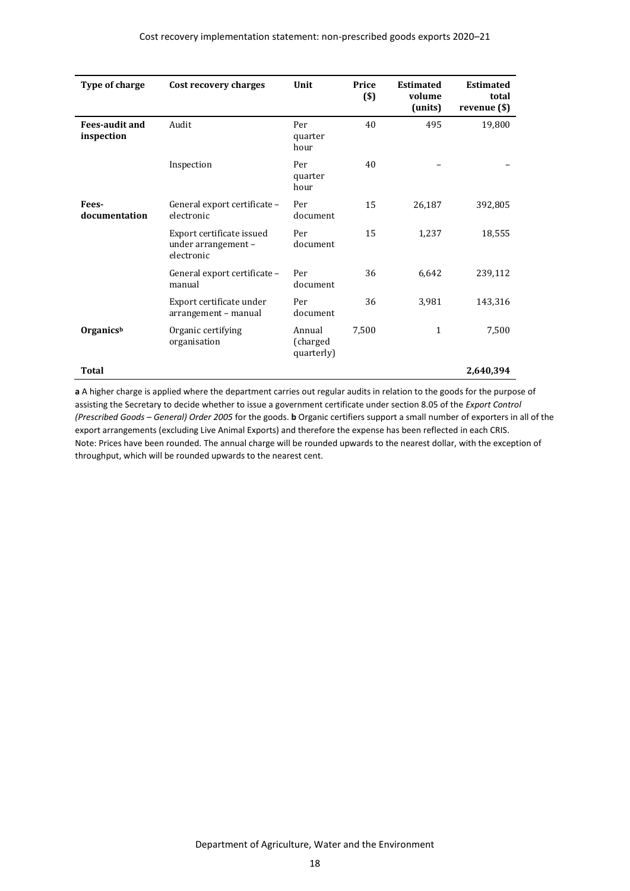| Type of charge | Cost recovery charges | Unit | Price ($) | Estimated volume (units) | Estimated total revenue ($) |
|---|---|---|---|---|---|
| **Fees-audit and inspection** | Audit | Per quarter hour | 40 | 495 | 19,800 |
| | Inspection | Per quarter hour | 40 | – | – |
| **Fees-documentation** | General export certificate – electronic | Per document | 15 | 26,187 | 392,805 |
| | Export certificate issued under arrangement – electronic | Per document | 15 | 1,237 | 18,555 |
| | General export certificate – manual | Per document | 36 | 6,642 | 239,112 |
| | Export certificate under arrangement – manual | Per document | 36 | 3,981 | 143,316 |
| **Organics**[b] | Organic certifying organisation | Annual (charged quarterly) | 7,500 | 1 | 7,500 |
| **Total** | | | | | **2,640,394** |

**a** A higher charge is applied where the department carries out regular audits in relation to the goods for the purpose of assisting the Secretary to decide whether to issue a government certificate under section 8.05 of the *Export Control (Prescribed Goods – General) Order 2005* for the goods. **b** Organic certifiers support a small number of exporters in all of the export arrangements (excluding Live Animal Exports) and therefore the expense has been reflected in each CRIS.
Note: Prices have been rounded. The annual charge will be rounded upwards to the nearest dollar, with the exception of throughput, which will be rounded upwards to the nearest cent.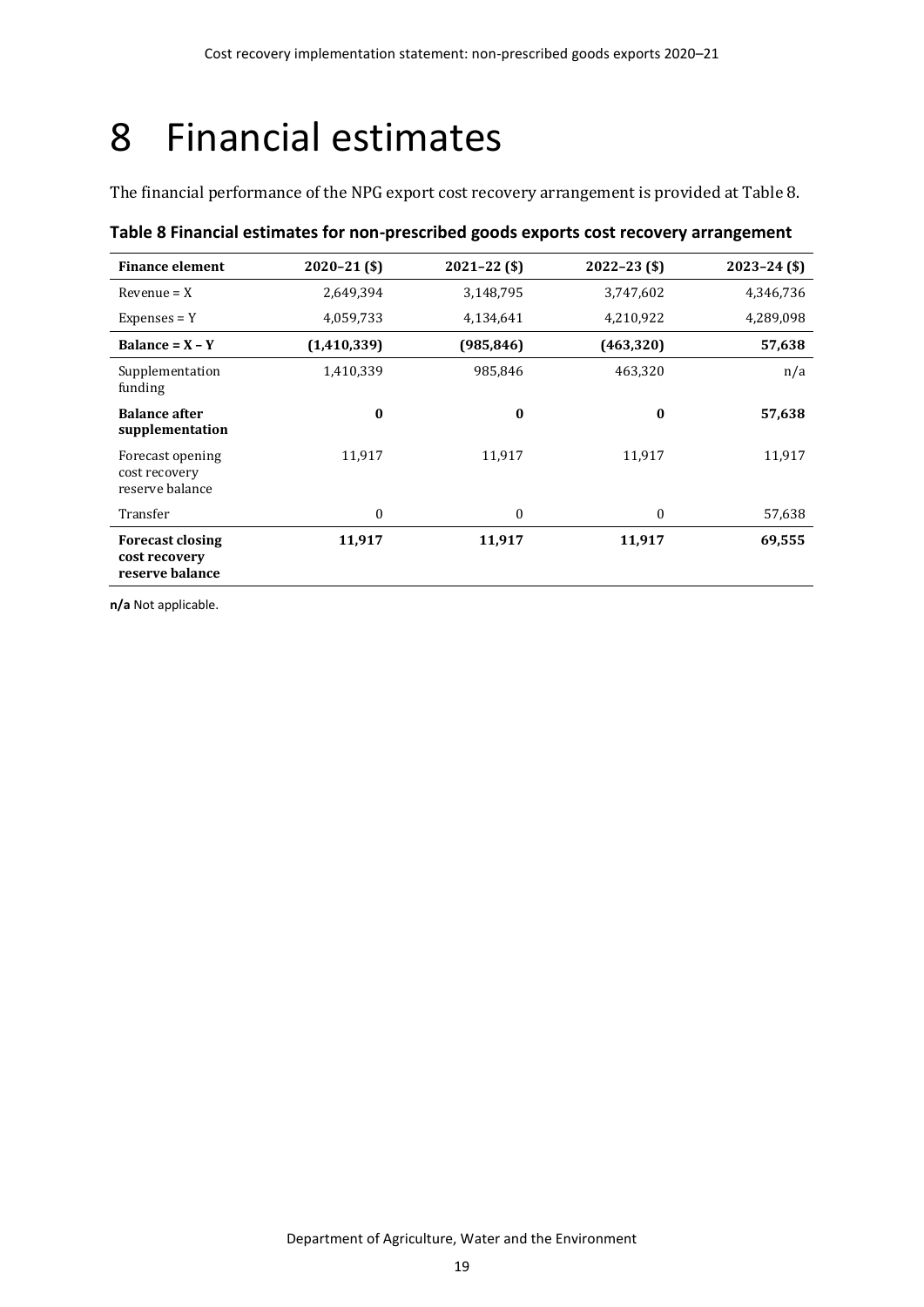# 8 Financial estimates

The financial performance of the NPG export cost recovery arrangement is provided at Table 8.

**Table 8 Financial estimates for non-prescribed goods exports cost recovery arrangement**

| Finance element | 2020–21 ($) | 2021–22 ($) | 2022–23 ($) | 2023–24 ($) |
|---|---|---|---|---|
| Revenue = X | 2,649,394 | 3,148,795 | 3,747,602 | 4,346,736 |
| Expenses = Y | 4,059,733 | 4,134,641 | 4,210,922 | 4,289,098 |
| **Balance = X – Y** | **(1,410,339)** | **(985,846)** | **(463,320)** | **57,638** |
| Supplementation funding | 1,410,339 | 985,846 | 463,320 | n/a |
| **Balance after supplementation** | **0** | **0** | **0** | **57,638** |
| Forecast opening cost recovery reserve balance | 11,917 | 11,917 | 11,917 | 11,917 |
| Transfer | 0 | 0 | 0 | 57,638 |
| **Forecast closing cost recovery reserve balance** | **11,917** | **11,917** | **11,917** | **69,555** |

**n/a** Not applicable.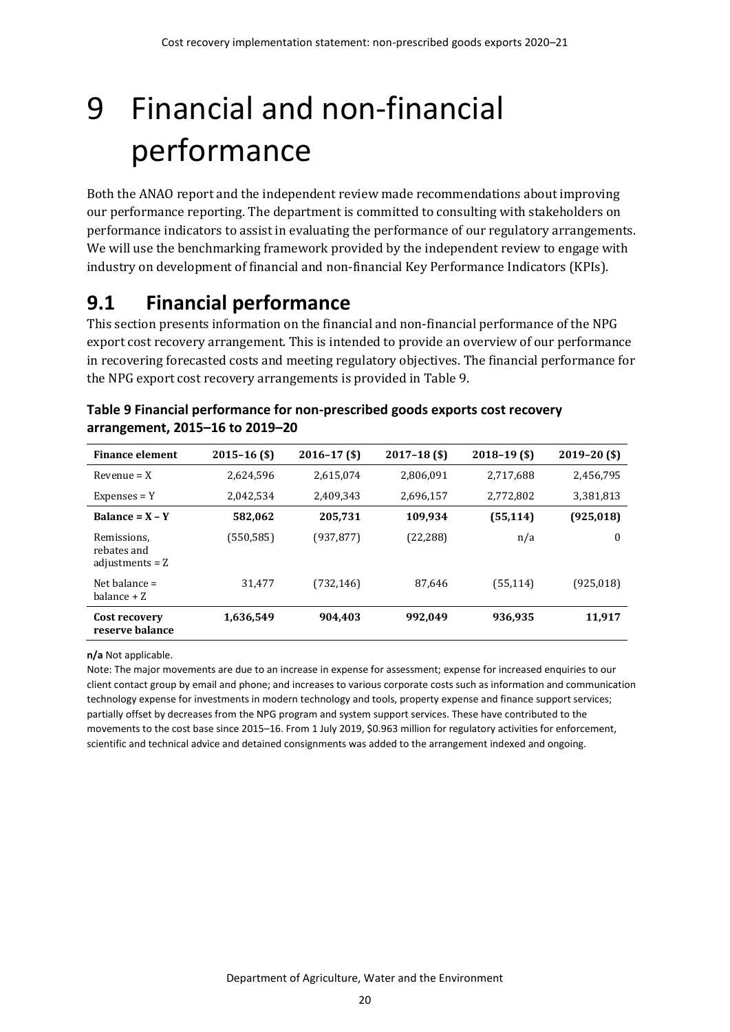# 9 Financial and non-financial performance

Both the ANAO report and the independent review made recommendations about improving our performance reporting. The department is committed to consulting with stakeholders on performance indicators to assist in evaluating the performance of our regulatory arrangements. We will use the benchmarking framework provided by the independent review to engage with industry on development of financial and non-financial Key Performance Indicators (KPIs).

## 9.1 Financial performance

This section presents information on the financial and non-financial performance of the NPG export cost recovery arrangement. This is intended to provide an overview of our performance in recovering forecasted costs and meeting regulatory objectives. The financial performance for the NPG export cost recovery arrangements is provided in Table 9.

**Table 9 Financial performance for non-prescribed goods exports cost recovery arrangement, 2015–16 to 2019–20**

| Finance element | 2015–16 ($) | 2016–17 ($) | 2017–18 ($) | 2018–19 ($) | 2019–20 ($) |
|---|---|---|---|---|---|
| Revenue = X | 2,624,596 | 2,615,074 | 2,806,091 | 2,717,688 | 2,456,795 |
| Expenses = Y | 2,042,534 | 2,409,343 | 2,696,157 | 2,772,802 | 3,381,813 |
| **Balance = X – Y** | **582,062** | **205,731** | **109,934** | **(55,114)** | **(925,018)** |
| Remissions, rebates and adjustments = Z | (550,585) | (937,877) | (22,288) | n/a | 0 |
| Net balance = balance + Z | 31,477 | (732,146) | 87,646 | (55,114) | (925,018) |
| **Cost recovery reserve balance** | **1,636,549** | **904,403** | **992,049** | **936,935** | **11,917** |

**n/a** Not applicable.

Note: The major movements are due to an increase in expense for assessment; expense for increased enquiries to our client contact group by email and phone; and increases to various corporate costs such as information and communication technology expense for investments in modern technology and tools, property expense and finance support services; partially offset by decreases from the NPG program and system support services. These have contributed to the movements to the cost base since 2015–16. From 1 July 2019, $0.963 million for regulatory activities for enforcement, scientific and technical advice and detained consignments was added to the arrangement indexed and ongoing.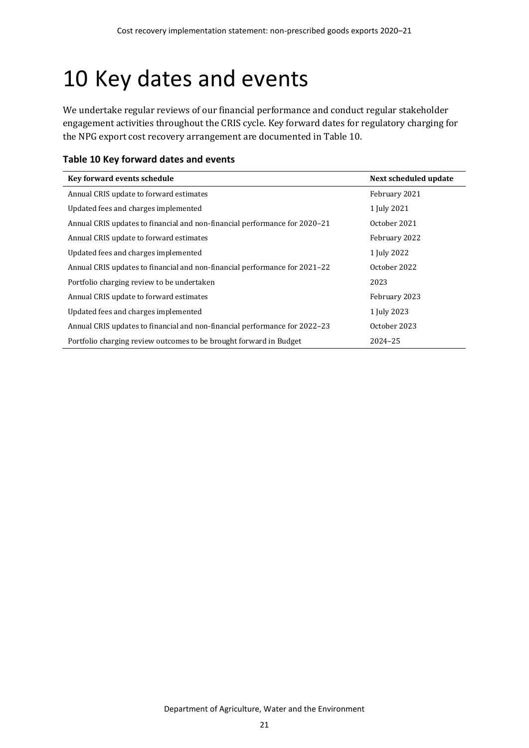# 10 Key dates and events

We undertake regular reviews of our financial performance and conduct regular stakeholder engagement activities throughout the CRIS cycle. Key forward dates for regulatory charging for the NPG export cost recovery arrangement are documented in Table 10.

**Table 10 Key forward dates and events**

| Key forward events schedule | Next scheduled update |
| --- | --- |
| Annual CRIS update to forward estimates | February 2021 |
| Updated fees and charges implemented | 1 July 2021 |
| Annual CRIS updates to financial and non-financial performance for 2020–21 | October 2021 |
| Annual CRIS update to forward estimates | February 2022 |
| Updated fees and charges implemented | 1 July 2022 |
| Annual CRIS updates to financial and non-financial performance for 2021–22 | October 2022 |
| Portfolio charging review to be undertaken | 2023 |
| Annual CRIS update to forward estimates | February 2023 |
| Updated fees and charges implemented | 1 July 2023 |
| Annual CRIS updates to financial and non-financial performance for 2022–23 | October 2023 |
| Portfolio charging review outcomes to be brought forward in Budget | 2024–25 |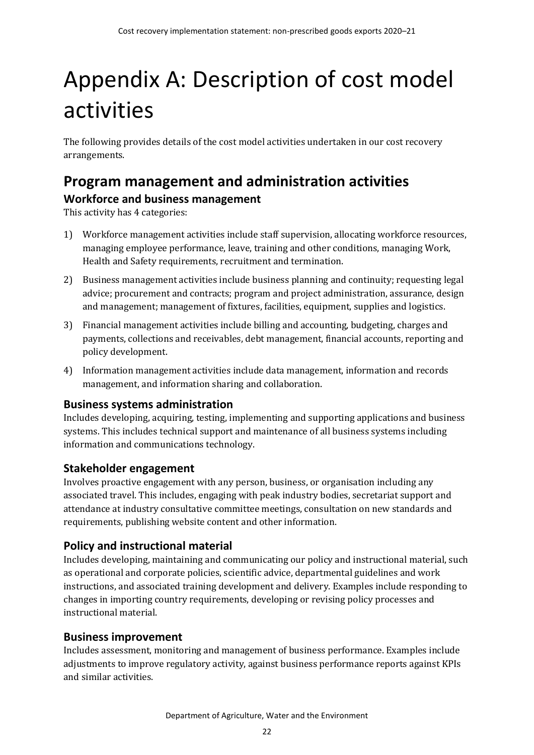# Appendix A: Description of cost model activities

The following provides details of the cost model activities undertaken in our cost recovery arrangements.

## Program management and administration activities

### Workforce and business management

This activity has 4 categories:

1) Workforce management activities include staff supervision, allocating workforce resources, managing employee performance, leave, training and other conditions, managing Work, Health and Safety requirements, recruitment and termination.
2) Business management activities include business planning and continuity; requesting legal advice; procurement and contracts; program and project administration, assurance, design and management; management of fixtures, facilities, equipment, supplies and logistics.
3) Financial management activities include billing and accounting, budgeting, charges and payments, collections and receivables, debt management, financial accounts, reporting and policy development.
4) Information management activities include data management, information and records management, and information sharing and collaboration.

### Business systems administration

Includes developing, acquiring, testing, implementing and supporting applications and business systems. This includes technical support and maintenance of all business systems including information and communications technology.

### Stakeholder engagement

Involves proactive engagement with any person, business, or organisation including any associated travel. This includes, engaging with peak industry bodies, secretariat support and attendance at industry consultative committee meetings, consultation on new standards and requirements, publishing website content and other information.

### Policy and instructional material

Includes developing, maintaining and communicating our policy and instructional material, such as operational and corporate policies, scientific advice, departmental guidelines and work instructions, and associated training development and delivery. Examples include responding to changes in importing country requirements, developing or revising policy processes and instructional material.

### Business improvement

Includes assessment, monitoring and management of business performance. Examples include adjustments to improve regulatory activity, against business performance reports against KPIs and similar activities.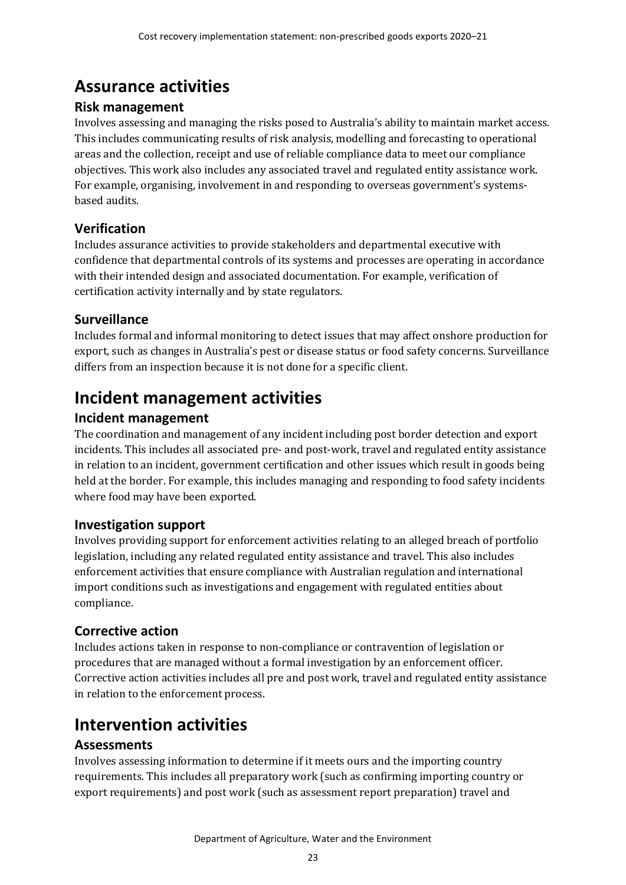# Assurance activities

## Risk management

Involves assessing and managing the risks posed to Australia's ability to maintain market access. This includes communicating results of risk analysis, modelling and forecasting to operational areas and the collection, receipt and use of reliable compliance data to meet our compliance objectives. This work also includes any associated travel and regulated entity assistance work. For example, organising, involvement in and responding to overseas government's systems-based audits.

## Verification

Includes assurance activities to provide stakeholders and departmental executive with confidence that departmental controls of its systems and processes are operating in accordance with their intended design and associated documentation. For example, verification of certification activity internally and by state regulators.

## Surveillance

Includes formal and informal monitoring to detect issues that may affect onshore production for export, such as changes in Australia's pest or disease status or food safety concerns. Surveillance differs from an inspection because it is not done for a specific client.

# Incident management activities

## Incident management

The coordination and management of any incident including post border detection and export incidents. This includes all associated pre- and post-work, travel and regulated entity assistance in relation to an incident, government certification and other issues which result in goods being held at the border. For example, this includes managing and responding to food safety incidents where food may have been exported.

## Investigation support

Involves providing support for enforcement activities relating to an alleged breach of portfolio legislation, including any related regulated entity assistance and travel. This also includes enforcement activities that ensure compliance with Australian regulation and international import conditions such as investigations and engagement with regulated entities about compliance.

## Corrective action

Includes actions taken in response to non-compliance or contravention of legislation or procedures that are managed without a formal investigation by an enforcement officer. Corrective action activities includes all pre and post work, travel and regulated entity assistance in relation to the enforcement process.

# Intervention activities

## Assessments

Involves assessing information to determine if it meets ours and the importing country requirements. This includes all preparatory work (such as confirming importing country or export requirements) and post work (such as assessment report preparation) travel and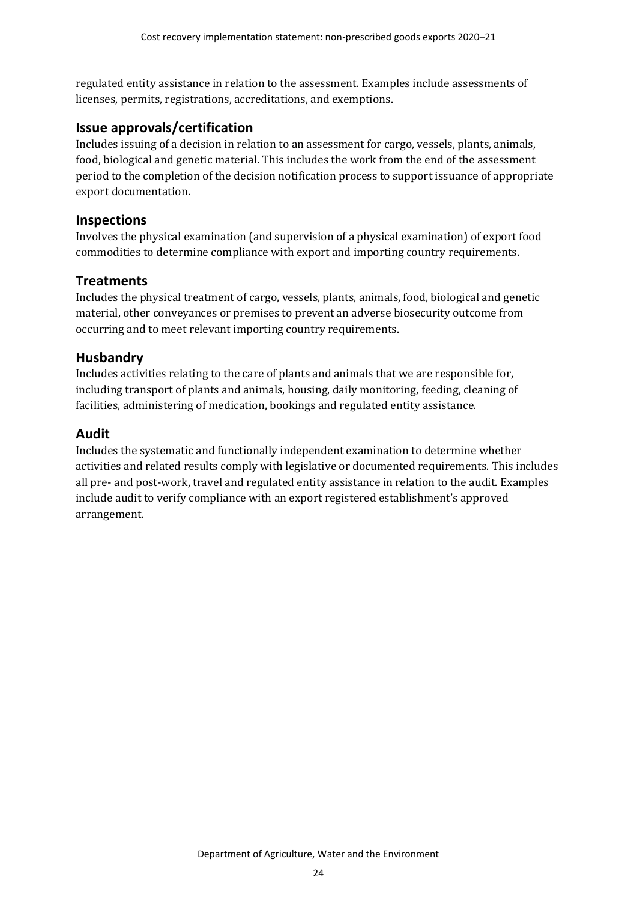regulated entity assistance in relation to the assessment. Examples include assessments of licenses, permits, registrations, accreditations, and exemptions.

## Issue approvals/certification

Includes issuing of a decision in relation to an assessment for cargo, vessels, plants, animals, food, biological and genetic material. This includes the work from the end of the assessment period to the completion of the decision notification process to support issuance of appropriate export documentation.

## Inspections

Involves the physical examination (and supervision of a physical examination) of export food commodities to determine compliance with export and importing country requirements.

## Treatments

Includes the physical treatment of cargo, vessels, plants, animals, food, biological and genetic material, other conveyances or premises to prevent an adverse biosecurity outcome from occurring and to meet relevant importing country requirements.

## Husbandry

Includes activities relating to the care of plants and animals that we are responsible for, including transport of plants and animals, housing, daily monitoring, feeding, cleaning of facilities, administering of medication, bookings and regulated entity assistance.

## Audit

Includes the systematic and functionally independent examination to determine whether activities and related results comply with legislative or documented requirements. This includes all pre- and post-work, travel and regulated entity assistance in relation to the audit. Examples include audit to verify compliance with an export registered establishment's approved arrangement.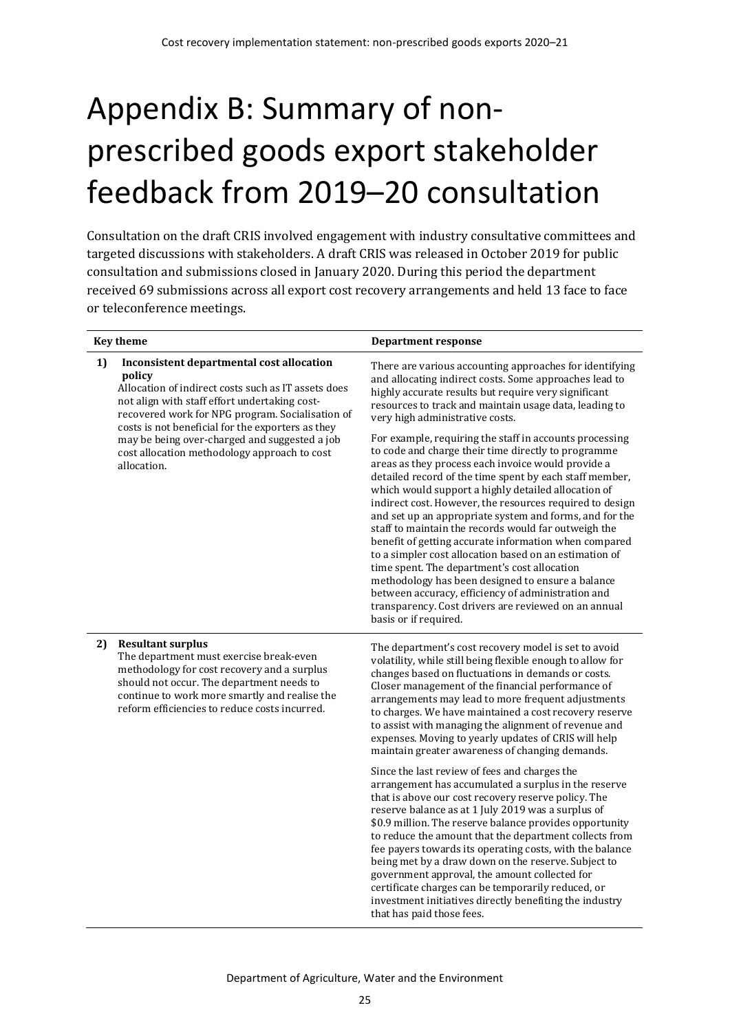# Appendix B: Summary of non-prescribed goods export stakeholder feedback from 2019–20 consultation

Consultation on the draft CRIS involved engagement with industry consultative committees and targeted discussions with stakeholders. A draft CRIS was released in October 2019 for public consultation and submissions closed in January 2020. During this period the department received 69 submissions across all export cost recovery arrangements and held 13 face to face or teleconference meetings.

| Key theme | Department response |
|---|---|
| **1) Inconsistent departmental cost allocation policy**<br>Allocation of indirect costs such as IT assets does not align with staff effort undertaking cost-recovered work for NPG program. Socialisation of costs is not beneficial for the exporters as they may be being over-charged and suggested a job cost allocation methodology approach to cost allocation. | There are various accounting approaches for identifying and allocating indirect costs. Some approaches lead to highly accurate results but require very significant resources to track and maintain usage data, leading to very high administrative costs.<br><br>For example, requiring the staff in accounts processing to code and charge their time directly to programme areas as they process each invoice would provide a detailed record of the time spent by each staff member, which would support a highly detailed allocation of indirect cost. However, the resources required to design and set up an appropriate system and forms, and for the staff to maintain the records would far outweigh the benefit of getting accurate information when compared to a simpler cost allocation based on an estimation of time spent. The department's cost allocation methodology has been designed to ensure a balance between accuracy, efficiency of administration and transparency. Cost drivers are reviewed on an annual basis or if required. |
| **2) Resultant surplus**<br>The department must exercise break-even methodology for cost recovery and a surplus should not occur. The department needs to continue to work more smartly and realise the reform efficiencies to reduce costs incurred. | The department's cost recovery model is set to avoid volatility, while still being flexible enough to allow for changes based on fluctuations in demands or costs. Closer management of the financial performance of arrangements may lead to more frequent adjustments to charges. We have maintained a cost recovery reserve to assist with managing the alignment of revenue and expenses. Moving to yearly updates of CRIS will help maintain greater awareness of changing demands.<br><br>Since the last review of fees and charges the arrangement has accumulated a surplus in the reserve that is above our cost recovery reserve policy. The reserve balance as at 1 July 2019 was a surplus of \$0.9 million. The reserve balance provides opportunity to reduce the amount that the department collects from fee payers towards its operating costs, with the balance being met by a draw down on the reserve. Subject to government approval, the amount collected for certificate charges can be temporarily reduced, or investment initiatives directly benefiting the industry that has paid those fees. |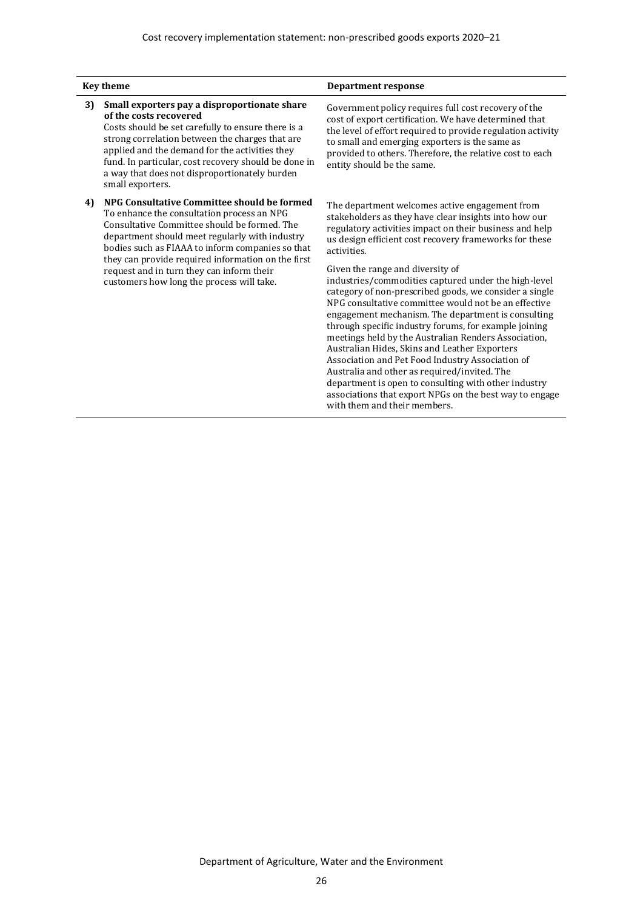| Key theme | Department response |
|---|---|
| **3) Small exporters pay a disproportionate share of the costs recovered**<br>Costs should be set carefully to ensure there is a strong correlation between the charges that are applied and the demand for the activities they fund. In particular, cost recovery should be done in a way that does not disproportionately burden small exporters. | Government policy requires full cost recovery of the cost of export certification. We have determined that the level of effort required to provide regulation activity to small and emerging exporters is the same as provided to others. Therefore, the relative cost to each entity should be the same. |
| **4) NPG Consultative Committee should be formed**<br>To enhance the consultation process an NPG Consultative Committee should be formed. The department should meet regularly with industry bodies such as FIAAA to inform companies so that they can provide required information on the first request and in turn they can inform their customers how long the process will take. | The department welcomes active engagement from stakeholders as they have clear insights into how our regulatory activities impact on their business and help us design efficient cost recovery frameworks for these activities.<br><br>Given the range and diversity of industries/commodities captured under the high-level category of non-prescribed goods, we consider a single NPG consultative committee would not be an effective engagement mechanism. The department is consulting through specific industry forums, for example joining meetings held by the Australian Renders Association, Australian Hides, Skins and Leather Exporters Association and Pet Food Industry Association of Australia and other as required/invited. The department is open to consulting with other industry associations that export NPGs on the best way to engage with them and their members. |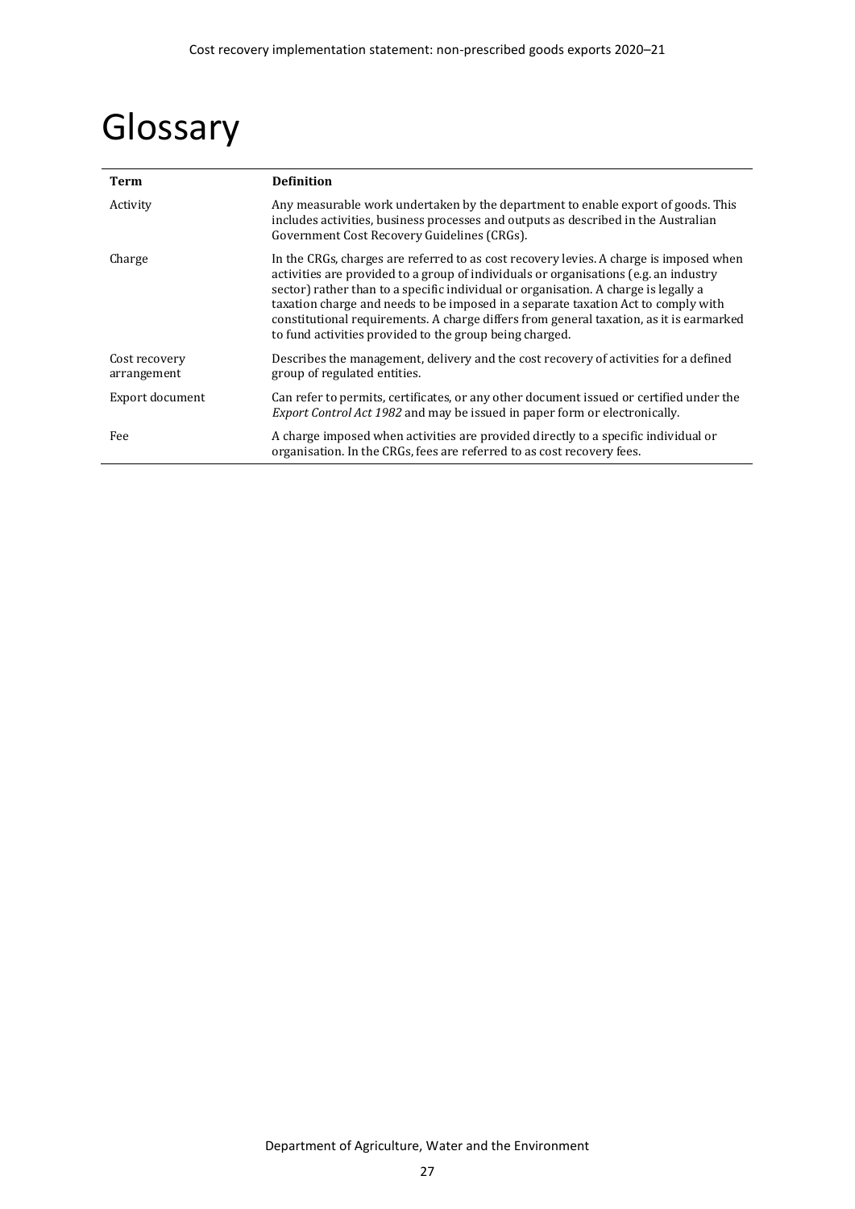# Glossary

| Term | Definition |
| --- | --- |
| Activity | Any measurable work undertaken by the department to enable export of goods. This includes activities, business processes and outputs as described in the Australian Government Cost Recovery Guidelines (CRGs). |
| Charge | In the CRGs, charges are referred to as cost recovery levies. A charge is imposed when activities are provided to a group of individuals or organisations (e.g. an industry sector) rather than to a specific individual or organisation. A charge is legally a taxation charge and needs to be imposed in a separate taxation Act to comply with constitutional requirements. A charge differs from general taxation, as it is earmarked to fund activities provided to the group being charged. |
| Cost recovery arrangement | Describes the management, delivery and the cost recovery of activities for a defined group of regulated entities. |
| Export document | Can refer to permits, certificates, or any other document issued or certified under the *Export Control Act 1982* and may be issued in paper form or electronically. |
| Fee | A charge imposed when activities are provided directly to a specific individual or organisation. In the CRGs, fees are referred to as cost recovery fees. |